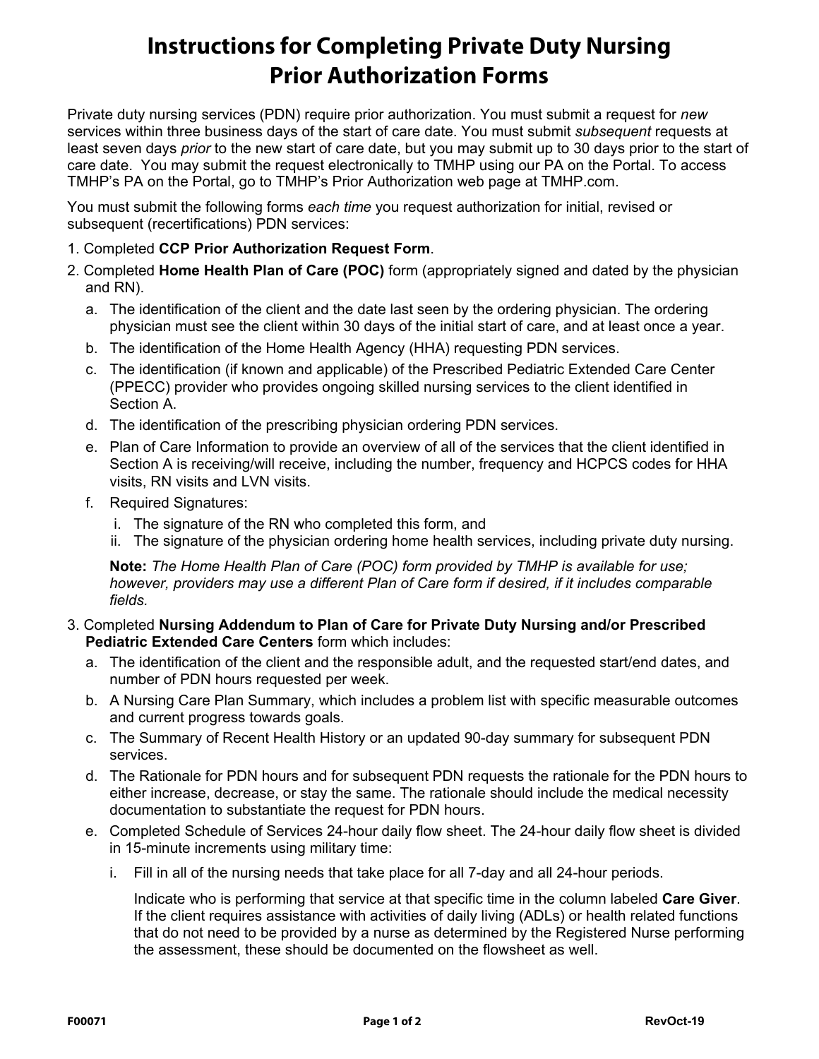# Instructions for Completing Private Duty Nursing Prior Authorization Forms

Private duty nursing services (PDN) require prior authorization. You must submit a request for *new* services within three business days of the start of care date. You must submit *subsequent* requests at least seven days *prior* to the new start of care date, but you may submit up to 30 days prior to the start of care date. You may submit the request electronically to TMHP using our PA on the Portal. To access TMHP's PA on the Portal, go to TMHP's Prior Authorization web page at TMHP.com.

You must submit the following forms *each time* you request authorization for initial, revised or subsequent (recertifications) PDN services:

1. Completed **CCP Prior Authorization Request Form**.
2. Completed **Home Health Plan of Care (POC)** form (appropriately signed and dated by the physician and RN).
   a. The identification of the client and the date last seen by the ordering physician. The ordering physician must see the client within 30 days of the initial start of care, and at least once a year.
   b. The identification of the Home Health Agency (HHA) requesting PDN services.
   c. The identification (if known and applicable) of the Prescribed Pediatric Extended Care Center (PPECC) provider who provides ongoing skilled nursing services to the client identified in Section A.
   d. The identification of the prescribing physician ordering PDN services.
   e. Plan of Care Information to provide an overview of all of the services that the client identified in Section A is receiving/will receive, including the number, frequency and HCPCS codes for HHA visits, RN visits and LVN visits.
   f. Required Signatures:
      i. The signature of the RN who completed this form, and
      ii. The signature of the physician ordering home health services, including private duty nursing.

   **Note:** *The Home Health Plan of Care (POC) form provided by TMHP is available for use; however, providers may use a different Plan of Care form if desired, if it includes comparable fields.*

3. Completed **Nursing Addendum to Plan of Care for Private Duty Nursing and/or Prescribed Pediatric Extended Care Centers** form which includes:
   a. The identification of the client and the responsible adult, and the requested start/end dates, and number of PDN hours requested per week.
   b. A Nursing Care Plan Summary, which includes a problem list with specific measurable outcomes and current progress towards goals.
   c. The Summary of Recent Health History or an updated 90-day summary for subsequent PDN services.
   d. The Rationale for PDN hours and for subsequent PDN requests the rationale for the PDN hours to either increase, decrease, or stay the same. The rationale should include the medical necessity documentation to substantiate the request for PDN hours.
   e. Completed Schedule of Services 24-hour daily flow sheet. The 24-hour daily flow sheet is divided in 15-minute increments using military time:
      i. Fill in all of the nursing needs that take place for all 7-day and all 24-hour periods.

      Indicate who is performing that service at that specific time in the column labeled **Care Giver**. If the client requires assistance with activities of daily living (ADLs) or health related functions that do not need to be provided by a nurse as determined by the Registered Nurse performing the assessment, these should be documented on the flowsheet as well.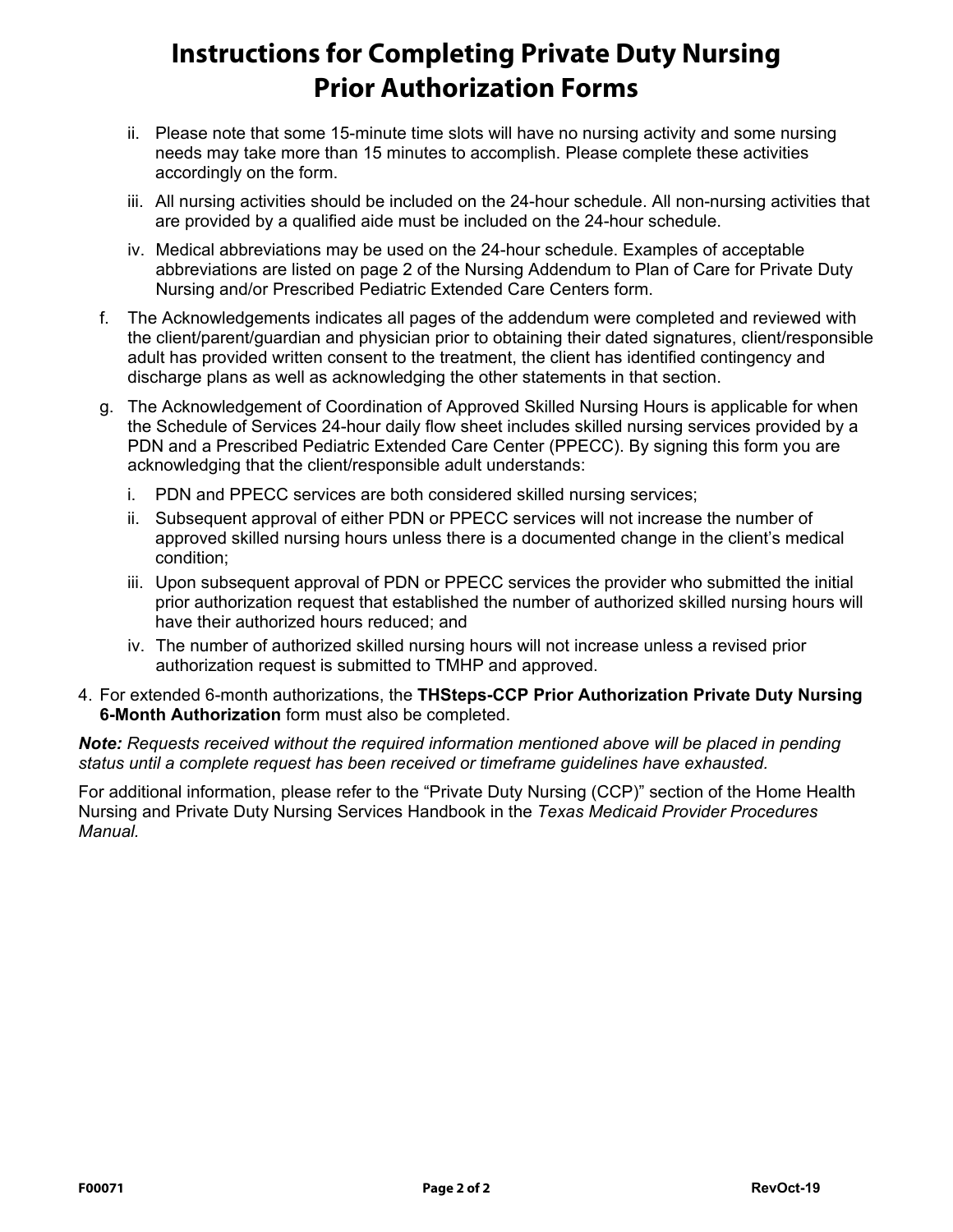# Instructions for Completing Private Duty Nursing Prior Authorization Forms

ii. Please note that some 15-minute time slots will have no nursing activity and some nursing needs may take more than 15 minutes to accomplish. Please complete these activities accordingly on the form.

iii. All nursing activities should be included on the 24-hour schedule. All non-nursing activities that are provided by a qualified aide must be included on the 24-hour schedule.

iv. Medical abbreviations may be used on the 24-hour schedule. Examples of acceptable abbreviations are listed on page 2 of the Nursing Addendum to Plan of Care for Private Duty Nursing and/or Prescribed Pediatric Extended Care Centers form.

f. The Acknowledgements indicates all pages of the addendum were completed and reviewed with the client/parent/guardian and physician prior to obtaining their dated signatures, client/responsible adult has provided written consent to the treatment, the client has identified contingency and discharge plans as well as acknowledging the other statements in that section.

g. The Acknowledgement of Coordination of Approved Skilled Nursing Hours is applicable for when the Schedule of Services 24-hour daily flow sheet includes skilled nursing services provided by a PDN and a Prescribed Pediatric Extended Care Center (PPECC). By signing this form you are acknowledging that the client/responsible adult understands:

i. PDN and PPECC services are both considered skilled nursing services;

ii. Subsequent approval of either PDN or PPECC services will not increase the number of approved skilled nursing hours unless there is a documented change in the client's medical condition;

iii. Upon subsequent approval of PDN or PPECC services the provider who submitted the initial prior authorization request that established the number of authorized skilled nursing hours will have their authorized hours reduced; and

iv. The number of authorized skilled nursing hours will not increase unless a revised prior authorization request is submitted to TMHP and approved.

4. For extended 6-month authorizations, the **THSteps-CCP Prior Authorization Private Duty Nursing 6-Month Authorization** form must also be completed.

***Note:*** *Requests received without the required information mentioned above will be placed in pending status until a complete request has been received or timeframe guidelines have exhausted.*

For additional information, please refer to the "Private Duty Nursing (CCP)" section of the Home Health Nursing and Private Duty Nursing Services Handbook in the *Texas Medicaid Provider Procedures Manual.*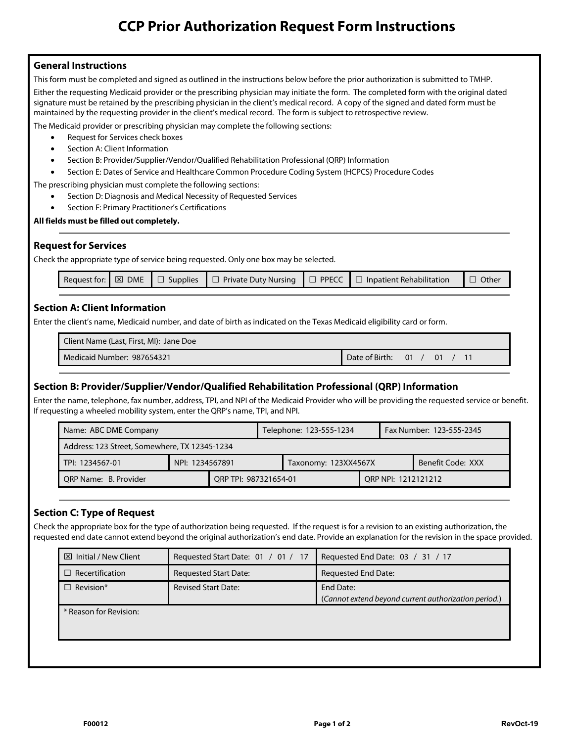# CCP Prior Authorization Request Form Instructions

## General Instructions

This form must be completed and signed as outlined in the instructions below before the prior authorization is submitted to TMHP.

Either the requesting Medicaid provider or the prescribing physician may initiate the form. The completed form with the original dated signature must be retained by the prescribing physician in the client's medical record. A copy of the signed and dated form must be maintained by the requesting provider in the client's medical record. The form is subject to retrospective review.

The Medicaid provider or prescribing physician may complete the following sections:

- Request for Services check boxes
- Section A: Client Information
- Section B: Provider/Supplier/Vendor/Qualified Rehabilitation Professional (QRP) Information
- Section E: Dates of Service and Healthcare Common Procedure Coding System (HCPCS) Procedure Codes

The prescribing physician must complete the following sections:

- Section D: Diagnosis and Medical Necessity of Requested Services
- Section F: Primary Practitioner's Certifications

**All fields must be filled out completely.**

## Request for Services

Check the appropriate type of service being requested. Only one box may be selected.

| Request for: | ☒ DME | ☐ Supplies | ☐ Private Duty Nursing | ☐ PPECC | ☐ Inpatient Rehabilitation | ☐ Other |
|---|---|---|---|---|---|---|

## Section A: Client Information

Enter the client's name, Medicaid number, and date of birth as indicated on the Texas Medicaid eligibility card or form.

| Client Name (Last, First, MI): Jane Doe | |
|---|---|
| Medicaid Number: 987654321 | Date of Birth: 01 / 01 / 11 |

## Section B: Provider/Supplier/Vendor/Qualified Rehabilitation Professional (QRP) Information

Enter the name, telephone, fax number, address, TPI, and NPI of the Medicaid Provider who will be providing the requested service or benefit. If requesting a wheeled mobility system, enter the QRP's name, TPI, and NPI.

| Name: ABC DME Company | | Telephone: 123-555-1234 | Fax Number: 123-555-2345 |
|---|---|---|---|
| Address: 123 Street, Somewhere, TX 12345-1234 | | | |
| TPI: 1234567-01 | NPI: 1234567891 | Taxonomy: 123XX4567X | Benefit Code: XXX |
| QRP Name: B. Provider | QRP TPI: 987321654-01 | QRP NPI: 1212121212 | |

## Section C: Type of Request

Check the appropriate box for the type of authorization being requested. If the request is for a revision to an existing authorization, the requested end date cannot extend beyond the original authorization's end date. Provide an explanation for the revision in the space provided.

| ☒ Initial / New Client | Requested Start Date: 01 / 01 / 17 | Requested End Date: 03 / 31 / 17 |
|---|---|---|
| ☐ Recertification | Requested Start Date: | Requested End Date: |
| ☐ Revision* | Revised Start Date: | End Date: (*Cannot extend beyond current authorization period.*) |
| * Reason for Revision: | | |

F00012

RevOct-19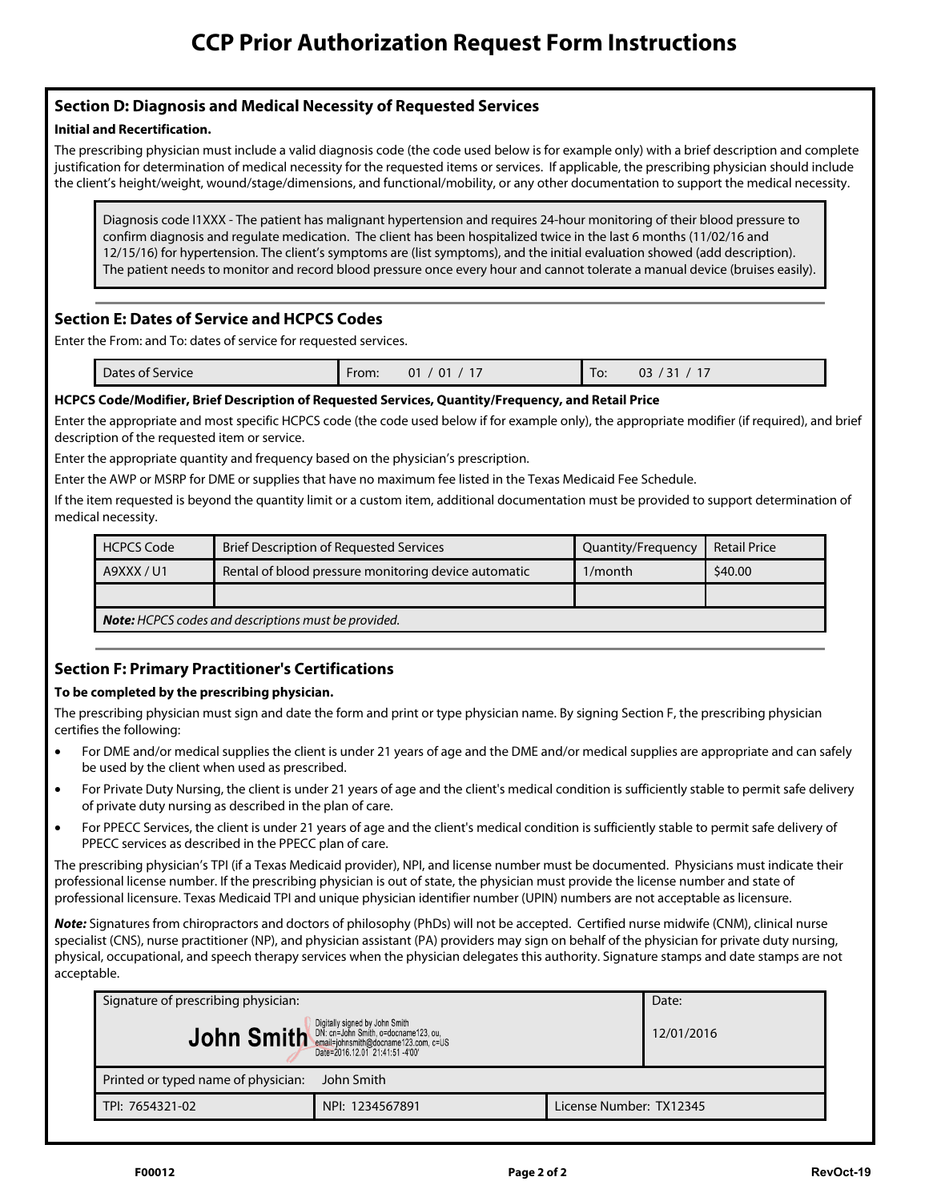# CCP Prior Authorization Request Form Instructions

## Section D: Diagnosis and Medical Necessity of Requested Services

**Initial and Recertification.**

The prescribing physician must include a valid diagnosis code (the code used below is for example only) with a brief description and complete justification for determination of medical necessity for the requested items or services. If applicable, the prescribing physician should include the client's height/weight, wound/stage/dimensions, and functional/mobility, or any other documentation to support the medical necessity.

> Diagnosis code I1XXX - The patient has malignant hypertension and requires 24-hour monitoring of their blood pressure to confirm diagnosis and regulate medication. The client has been hospitalized twice in the last 6 months (11/02/16 and 12/15/16) for hypertension. The client's symptoms are (list symptoms), and the initial evaluation showed (add description). The patient needs to monitor and record blood pressure once every hour and cannot tolerate a manual device (bruises easily).

## Section E: Dates of Service and HCPCS Codes

Enter the From: and To: dates of service for requested services.

| Dates of Service | From: 01 / 01 / 17 | To: 03 / 31 / 17 |
|---|---|---|

**HCPCS Code/Modifier, Brief Description of Requested Services, Quantity/Frequency, and Retail Price**

Enter the appropriate and most specific HCPCS code (the code used below if for example only), the appropriate modifier (if required), and brief description of the requested item or service.

Enter the appropriate quantity and frequency based on the physician's prescription.

Enter the AWP or MSRP for DME or supplies that have no maximum fee listed in the Texas Medicaid Fee Schedule.

If the item requested is beyond the quantity limit or a custom item, additional documentation must be provided to support determination of medical necessity.

| HCPCS Code | Brief Description of Requested Services | Quantity/Frequency | Retail Price |
|---|---|---|---|
| A9XXX / U1 | Rental of blood pressure monitoring device automatic | 1/month | $40.00 |
| | | | |
| ***Note:*** *HCPCS codes and descriptions must be provided.* | | | |

## Section F: Primary Practitioner's Certifications

**To be completed by the prescribing physician.**

The prescribing physician must sign and date the form and print or type physician name. By signing Section F, the prescribing physician certifies the following:

- For DME and/or medical supplies the client is under 21 years of age and the DME and/or medical supplies are appropriate and can safely be used by the client when used as prescribed.
- For Private Duty Nursing, the client is under 21 years of age and the client's medical condition is sufficiently stable to permit safe delivery of private duty nursing as described in the plan of care.
- For PPECC Services, the client is under 21 years of age and the client's medical condition is sufficiently stable to permit safe delivery of PPECC services as described in the PPECC plan of care.

The prescribing physician's TPI (if a Texas Medicaid provider), NPI, and license number must be documented. Physicians must indicate their professional license number. If the prescribing physician is out of state, the physician must provide the license number and state of professional licensure. Texas Medicaid TPI and unique physician identifier number (UPIN) numbers are not acceptable as licensure.

***Note:*** Signatures from chiropractors and doctors of philosophy (PhDs) will not be accepted. Certified nurse midwife (CNM), clinical nurse specialist (CNS), nurse practitioner (NP), and physician assistant (PA) providers may sign on behalf of the physician for private duty nursing, physical, occupational, and speech therapy services when the physician delegates this authority. Signature stamps and date stamps are not acceptable.

| Signature of prescribing physician: | | Date: |
|---|---|---|
| John Smith (Digitally signed by John Smith DN: cn=John Smith, o=docname123, ou, email=johnsmith@docname123.com, c=US Date=2016.12.01 21:41:51 -4'00') | | 12/01/2016 |
| Printed or typed name of physician: John Smith | | |
| TPI: 7654321-02 | NPI: 1234567891 | License Number: TX12345 |

F00012 RevOct-19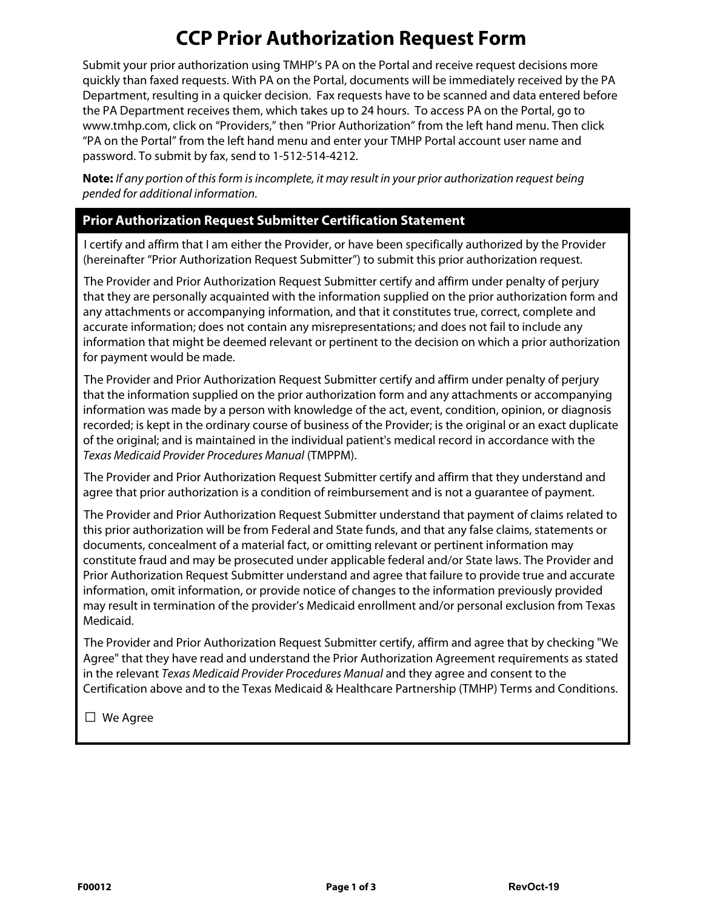# CCP Prior Authorization Request Form

Submit your prior authorization using TMHP's PA on the Portal and receive request decisions more quickly than faxed requests. With PA on the Portal, documents will be immediately received by the PA Department, resulting in a quicker decision. Fax requests have to be scanned and data entered before the PA Department receives them, which takes up to 24 hours. To access PA on the Portal, go to www.tmhp.com, click on "Providers," then "Prior Authorization" from the left hand menu. Then click "PA on the Portal" from the left hand menu and enter your TMHP Portal account user name and password. To submit by fax, send to 1-512-514-4212.

**Note:** *If any portion of this form is incomplete, it may result in your prior authorization request being pended for additional information.*

## Prior Authorization Request Submitter Certification Statement

I certify and affirm that I am either the Provider, or have been specifically authorized by the Provider (hereinafter "Prior Authorization Request Submitter") to submit this prior authorization request.

The Provider and Prior Authorization Request Submitter certify and affirm under penalty of perjury that they are personally acquainted with the information supplied on the prior authorization form and any attachments or accompanying information, and that it constitutes true, correct, complete and accurate information; does not contain any misrepresentations; and does not fail to include any information that might be deemed relevant or pertinent to the decision on which a prior authorization for payment would be made.

The Provider and Prior Authorization Request Submitter certify and affirm under penalty of perjury that the information supplied on the prior authorization form and any attachments or accompanying information was made by a person with knowledge of the act, event, condition, opinion, or diagnosis recorded; is kept in the ordinary course of business of the Provider; is the original or an exact duplicate of the original; and is maintained in the individual patient's medical record in accordance with the *Texas Medicaid Provider Procedures Manual* (TMPPM).

The Provider and Prior Authorization Request Submitter certify and affirm that they understand and agree that prior authorization is a condition of reimbursement and is not a guarantee of payment.

The Provider and Prior Authorization Request Submitter understand that payment of claims related to this prior authorization will be from Federal and State funds, and that any false claims, statements or documents, concealment of a material fact, or omitting relevant or pertinent information may constitute fraud and may be prosecuted under applicable federal and/or State laws. The Provider and Prior Authorization Request Submitter understand and agree that failure to provide true and accurate information, omit information, or provide notice of changes to the information previously provided may result in termination of the provider's Medicaid enrollment and/or personal exclusion from Texas Medicaid.

The Provider and Prior Authorization Request Submitter certify, affirm and agree that by checking "We Agree" that they have read and understand the Prior Authorization Agreement requirements as stated in the relevant *Texas Medicaid Provider Procedures Manual* and they agree and consent to the Certification above and to the Texas Medicaid & Healthcare Partnership (TMHP) Terms and Conditions.

☐ We Agree

F00012 RevOct-19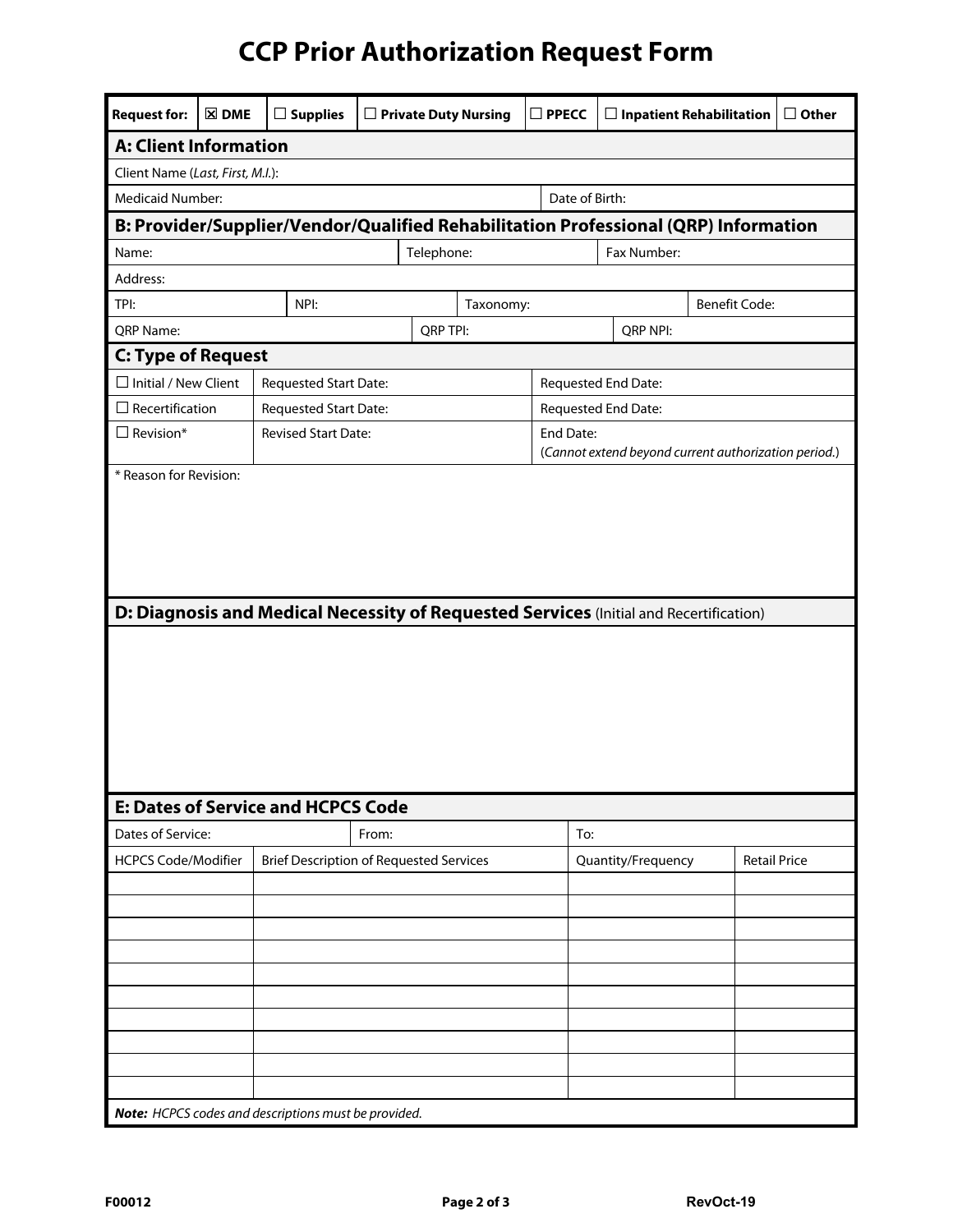# CCP Prior Authorization Request Form

| Request for: | ☒ DME | ☐ Supplies | ☐ Private Duty Nursing | ☐ PPECC | ☐ Inpatient Rehabilitation | ☐ Other |
|---|---|---|---|---|---|---|

## A: Client Information

| Client Name (*Last, First, M.I.*): | |
|---|---|
| Medicaid Number: | Date of Birth: |

## B: Provider/Supplier/Vendor/Qualified Rehabilitation Professional (QRP) Information

| Name: | Telephone: | Fax Number: | |
|---|---|---|---|
| Address: | | | |
| TPI: | NPI: | Taxonomy: | Benefit Code: |
| QRP Name: | QRP TPI: | QRP NPI: | |

## C: Type of Request

| | | |
|---|---|---|
| ☐ Initial / New Client | Requested Start Date: | Requested End Date: |
| ☐ Recertification | Requested Start Date: | Requested End Date: |
| ☐ Revision* | Revised Start Date: | End Date: (*Cannot extend beyond current authorization period.*) |

\* Reason for Revision:

## D: Diagnosis and Medical Necessity of Requested Services (Initial and Recertification)

## E: Dates of Service and HCPCS Code

| Dates of Service: | From: | To: |
|---|---|---|

| HCPCS Code/Modifier | Brief Description of Requested Services | Quantity/Frequency | Retail Price |
|---|---|---|---|
| | | | |
| | | | |
| | | | |
| | | | |
| | | | |
| | | | |
| | | | |
| | | | |
| | | | |
| | | | |

***Note:** HCPCS codes and descriptions must be provided.*

F00012 RevOct-19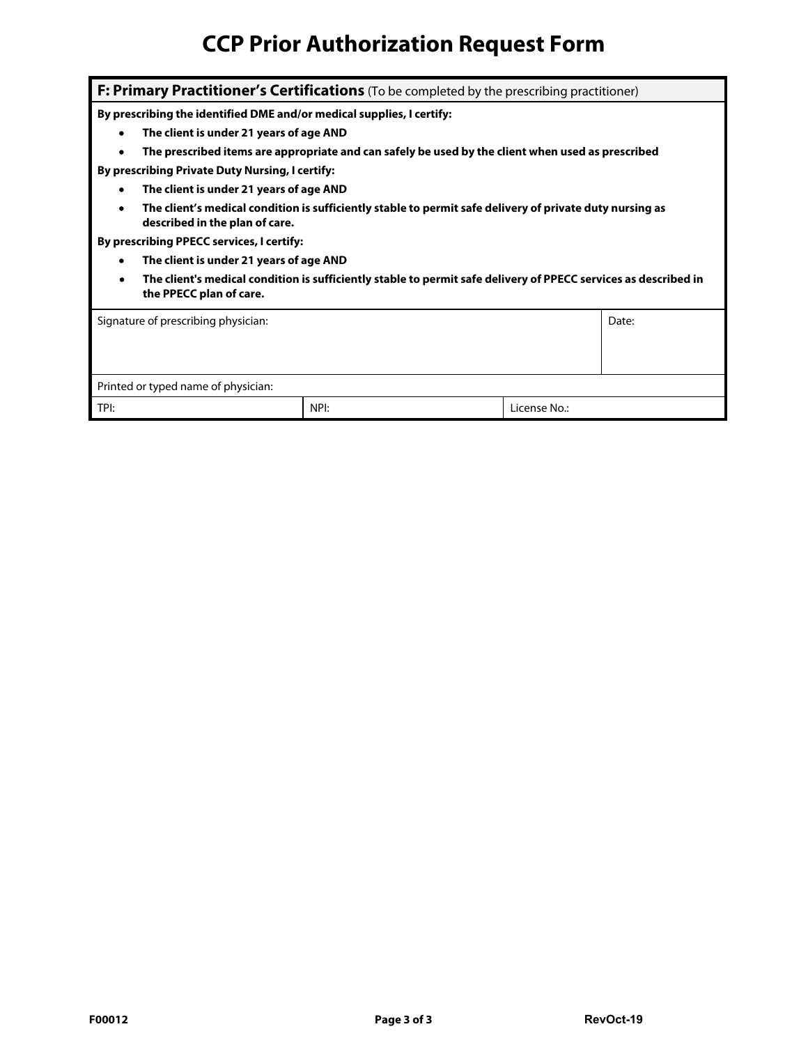# CCP Prior Authorization Request Form

## F: Primary Practitioner's Certifications (To be completed by the prescribing practitioner)

**By prescribing the identified DME and/or medical supplies, I certify:**

- **The client is under 21 years of age AND**
- **The prescribed items are appropriate and can safely be used by the client when used as prescribed**

**By prescribing Private Duty Nursing, I certify:**

- **The client is under 21 years of age AND**
- **The client's medical condition is sufficiently stable to permit safe delivery of private duty nursing as described in the plan of care.**

**By prescribing PPECC services, I certify:**

- **The client is under 21 years of age AND**
- **The client's medical condition is sufficiently stable to permit safe delivery of PPECC services as described in the PPECC plan of care.**

| Signature of prescribing physician: | | Date: |
|---|---|---|
| Printed or typed name of physician: | | |
| TPI: | NPI: | License No.: |

F00012 RevOct-19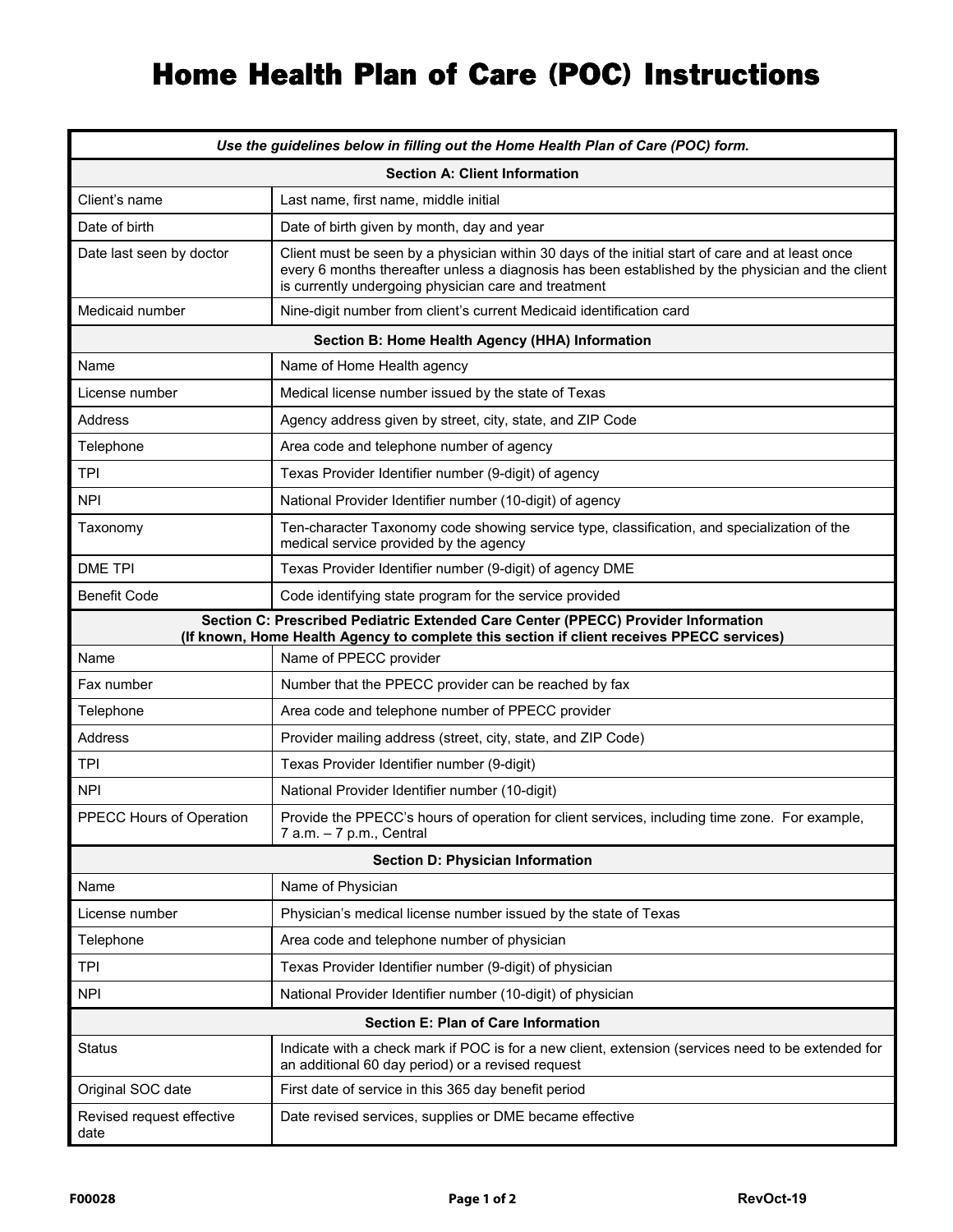# Home Health Plan of Care (POC) Instructions

| *Use the guidelines below in filling out the Home Health Plan of Care (POC) form.* | |
|---|---|
| **Section A: Client Information** | |
| Client's name | Last name, first name, middle initial |
| Date of birth | Date of birth given by month, day and year |
| Date last seen by doctor | Client must be seen by a physician within 30 days of the initial start of care and at least once every 6 months thereafter unless a diagnosis has been established by the physician and the client is currently undergoing physician care and treatment |
| Medicaid number | Nine-digit number from client's current Medicaid identification card |
| **Section B: Home Health Agency (HHA) Information** | |
| Name | Name of Home Health agency |
| License number | Medical license number issued by the state of Texas |
| Address | Agency address given by street, city, state, and ZIP Code |
| Telephone | Area code and telephone number of agency |
| TPI | Texas Provider Identifier number (9-digit) of agency |
| NPI | National Provider Identifier number (10-digit) of agency |
| Taxonomy | Ten-character Taxonomy code showing service type, classification, and specialization of the medical service provided by the agency |
| DME TPI | Texas Provider Identifier number (9-digit) of agency DME |
| Benefit Code | Code identifying state program for the service provided |
| **Section C: Prescribed Pediatric Extended Care Center (PPECC) Provider Information (If known, Home Health Agency to complete this section if client receives PPECC services)** | |
| Name | Name of PPECC provider |
| Fax number | Number that the PPECC provider can be reached by fax |
| Telephone | Area code and telephone number of PPECC provider |
| Address | Provider mailing address (street, city, state, and ZIP Code) |
| TPI | Texas Provider Identifier number (9-digit) |
| NPI | National Provider Identifier number (10-digit) |
| PPECC Hours of Operation | Provide the PPECC's hours of operation for client services, including time zone. For example, 7 a.m. – 7 p.m., Central |
| **Section D: Physician Information** | |
| Name | Name of Physician |
| License number | Physician's medical license number issued by the state of Texas |
| Telephone | Area code and telephone number of physician |
| TPI | Texas Provider Identifier number (9-digit) of physician |
| NPI | National Provider Identifier number (10-digit) of physician |
| **Section E: Plan of Care Information** | |
| Status | Indicate with a check mark if POC is for a new client, extension (services need to be extended for an additional 60 day period) or a revised request |
| Original SOC date | First date of service in this 365 day benefit period |
| Revised request effective date | Date revised services, supplies or DME became effective |

F00028 RevOct-19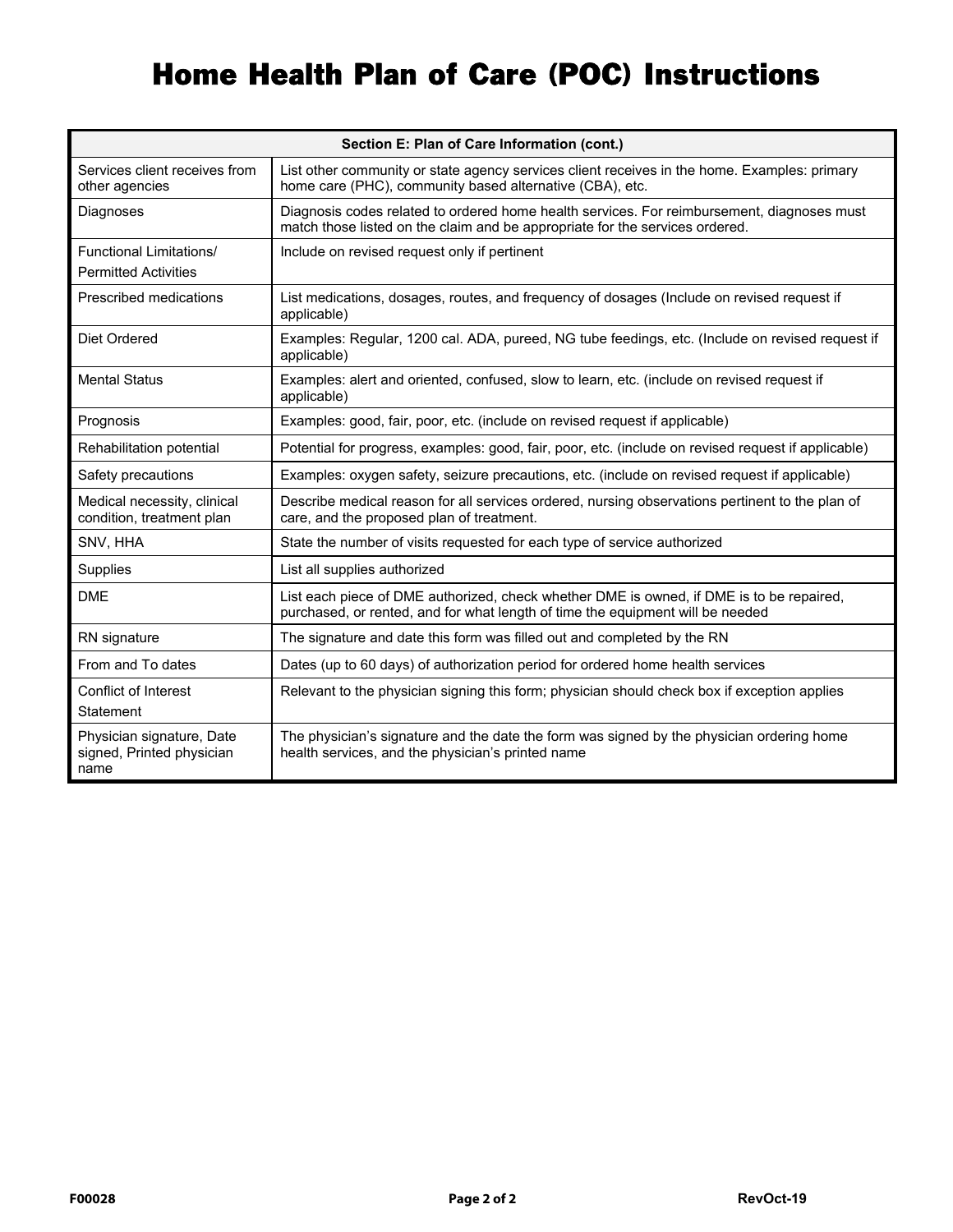# Home Health Plan of Care (POC) Instructions

| Section E: Plan of Care Information (cont.) | |
|---|---|
| Services client receives from other agencies | List other community or state agency services client receives in the home. Examples: primary home care (PHC), community based alternative (CBA), etc. |
| Diagnoses | Diagnosis codes related to ordered home health services. For reimbursement, diagnoses must match those listed on the claim and be appropriate for the services ordered. |
| Functional Limitations/ Permitted Activities | Include on revised request only if pertinent |
| Prescribed medications | List medications, dosages, routes, and frequency of dosages (Include on revised request if applicable) |
| Diet Ordered | Examples: Regular, 1200 cal. ADA, pureed, NG tube feedings, etc. (Include on revised request if applicable) |
| Mental Status | Examples: alert and oriented, confused, slow to learn, etc. (include on revised request if applicable) |
| Prognosis | Examples: good, fair, poor, etc. (include on revised request if applicable) |
| Rehabilitation potential | Potential for progress, examples: good, fair, poor, etc. (include on revised request if applicable) |
| Safety precautions | Examples: oxygen safety, seizure precautions, etc. (include on revised request if applicable) |
| Medical necessity, clinical condition, treatment plan | Describe medical reason for all services ordered, nursing observations pertinent to the plan of care, and the proposed plan of treatment. |
| SNV, HHA | State the number of visits requested for each type of service authorized |
| Supplies | List all supplies authorized |
| DME | List each piece of DME authorized, check whether DME is owned, if DME is to be repaired, purchased, or rented, and for what length of time the equipment will be needed |
| RN signature | The signature and date this form was filled out and completed by the RN |
| From and To dates | Dates (up to 60 days) of authorization period for ordered home health services |
| Conflict of Interest Statement | Relevant to the physician signing this form; physician should check box if exception applies |
| Physician signature, Date signed, Printed physician name | The physician's signature and the date the form was signed by the physician ordering home health services, and the physician's printed name |

F00028 RevOct-19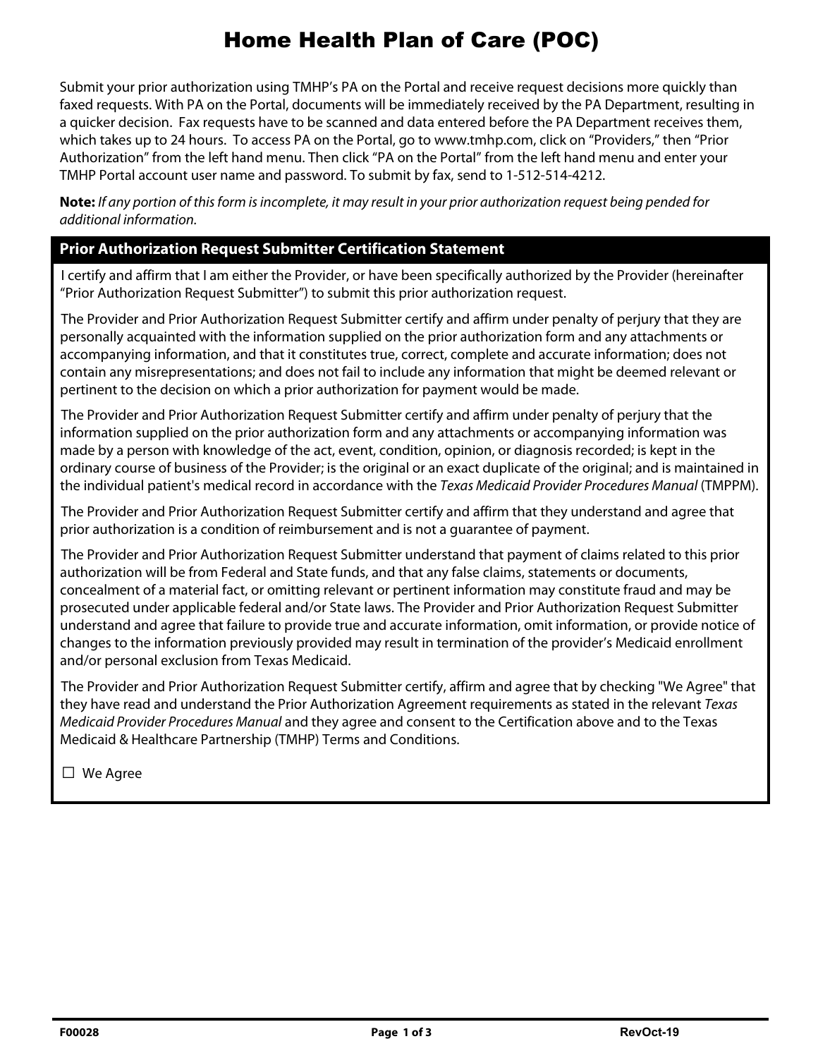# Home Health Plan of Care (POC)

Submit your prior authorization using TMHP's PA on the Portal and receive request decisions more quickly than faxed requests. With PA on the Portal, documents will be immediately received by the PA Department, resulting in a quicker decision. Fax requests have to be scanned and data entered before the PA Department receives them, which takes up to 24 hours. To access PA on the Portal, go to www.tmhp.com, click on "Providers," then "Prior Authorization" from the left hand menu. Then click "PA on the Portal" from the left hand menu and enter your TMHP Portal account user name and password. To submit by fax, send to 1-512-514-4212.

**Note:** *If any portion of this form is incomplete, it may result in your prior authorization request being pended for additional information.*

## Prior Authorization Request Submitter Certification Statement

I certify and affirm that I am either the Provider, or have been specifically authorized by the Provider (hereinafter "Prior Authorization Request Submitter") to submit this prior authorization request.

The Provider and Prior Authorization Request Submitter certify and affirm under penalty of perjury that they are personally acquainted with the information supplied on the prior authorization form and any attachments or accompanying information, and that it constitutes true, correct, complete and accurate information; does not contain any misrepresentations; and does not fail to include any information that might be deemed relevant or pertinent to the decision on which a prior authorization for payment would be made.

The Provider and Prior Authorization Request Submitter certify and affirm under penalty of perjury that the information supplied on the prior authorization form and any attachments or accompanying information was made by a person with knowledge of the act, event, condition, opinion, or diagnosis recorded; is kept in the ordinary course of business of the Provider; is the original or an exact duplicate of the original; and is maintained in the individual patient's medical record in accordance with the *Texas Medicaid Provider Procedures Manual* (TMPPM).

The Provider and Prior Authorization Request Submitter certify and affirm that they understand and agree that prior authorization is a condition of reimbursement and is not a guarantee of payment.

The Provider and Prior Authorization Request Submitter understand that payment of claims related to this prior authorization will be from Federal and State funds, and that any false claims, statements or documents, concealment of a material fact, or omitting relevant or pertinent information may constitute fraud and may be prosecuted under applicable federal and/or State laws. The Provider and Prior Authorization Request Submitter understand and agree that failure to provide true and accurate information, omit information, or provide notice of changes to the information previously provided may result in termination of the provider's Medicaid enrollment and/or personal exclusion from Texas Medicaid.

The Provider and Prior Authorization Request Submitter certify, affirm and agree that by checking "We Agree" that they have read and understand the Prior Authorization Agreement requirements as stated in the relevant *Texas Medicaid Provider Procedures Manual* and they agree and consent to the Certification above and to the Texas Medicaid & Healthcare Partnership (TMHP) Terms and Conditions.

☐ We Agree

F00028 RevOct-19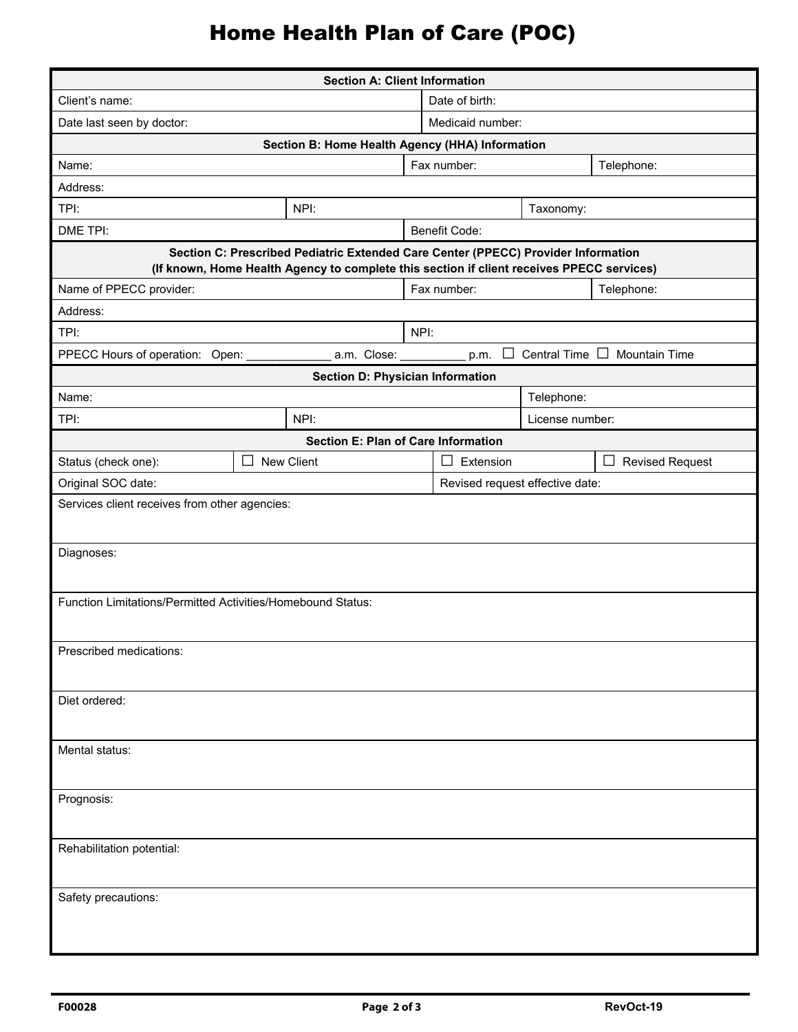# Home Health Plan of Care (POC)

| Section A: Client Information | |
|---|---|
| Client's name: | Date of birth: |
| Date last seen by doctor: | Medicaid number: |

| Section B: Home Health Agency (HHA) Information | | |
|---|---|---|
| Name: | Fax number: | Telephone: |
| Address: | | |
| TPI: | NPI: | Taxonomy: |
| DME TPI: | Benefit Code: | |

| Section C: Prescribed Pediatric Extended Care Center (PPECC) Provider Information (If known, Home Health Agency to complete this section if client receives PPECC services) | | |
|---|---|---|
| Name of PPECC provider: | Fax number: | Telephone: |
| Address: | | |
| TPI: | NPI: | |
| PPECC Hours of operation: Open: _____________ a.m. Close: __________ p.m. ☐ Central Time ☐ Mountain Time | | |

| Section D: Physician Information | | |
|---|---|---|
| Name: | | Telephone: |
| TPI: | NPI: | License number: |

| Section E: Plan of Care Information | | | |
|---|---|---|---|
| Status (check one): | ☐ New Client | ☐ Extension | ☐ Revised Request |
| Original SOC date: | | Revised request effective date: | |
| Services client receives from other agencies: | | | |
| Diagnoses: | | | |
| Function Limitations/Permitted Activities/Homebound Status: | | | |
| Prescribed medications: | | | |
| Diet ordered: | | | |
| Mental status: | | | |
| Prognosis: | | | |
| Rehabilitation potential: | | | |
| Safety precautions: | | | |

F00028 RevOct-19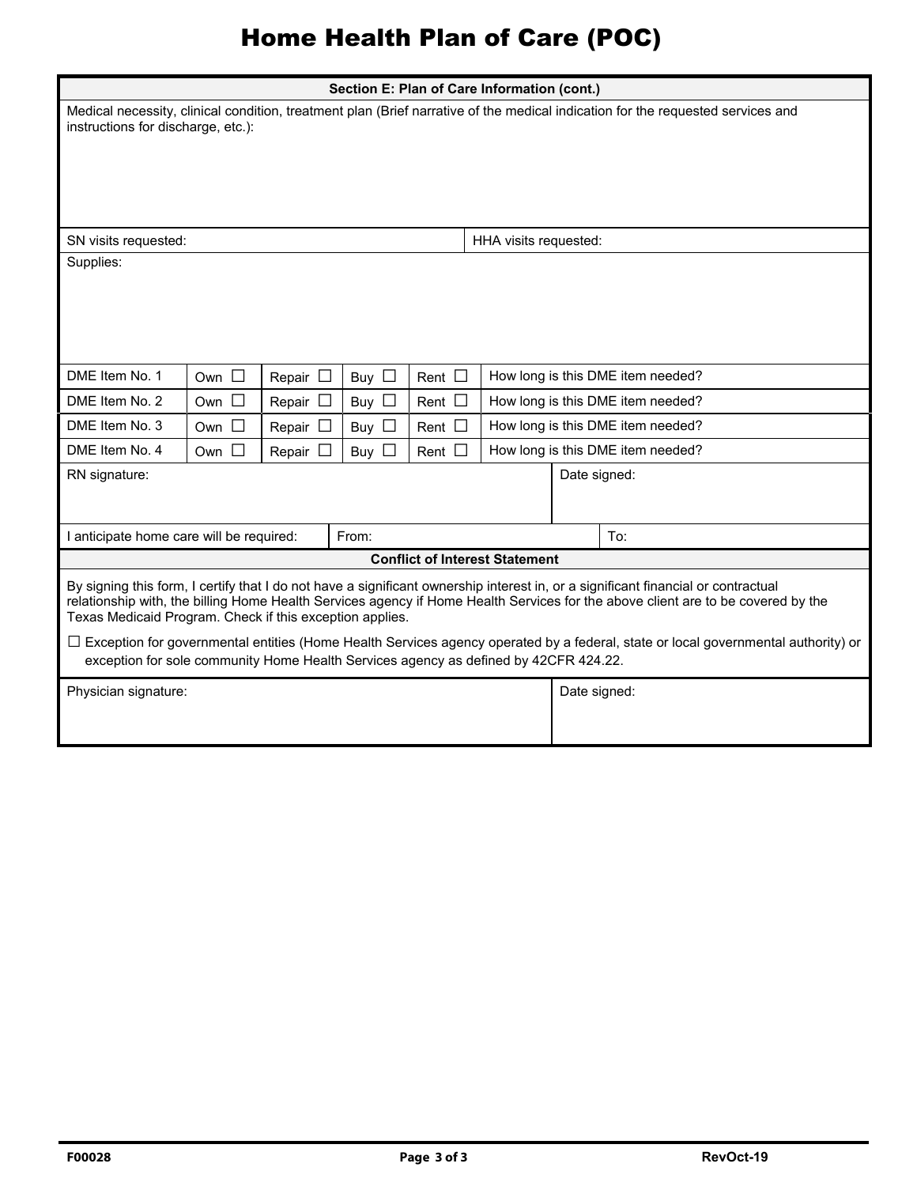# Home Health Plan of Care (POC)

| Section E: Plan of Care Information (cont.) | | | | | | |
|---|---|---|---|---|---|---|
| Medical necessity, clinical condition, treatment plan (Brief narrative of the medical indication for the requested services and instructions for discharge, etc.): | | | | | | |
| SN visits requested: | | | | | HHA visits requested: | |
| Supplies: | | | | | | |
| DME Item No. 1 | Own ☐ | Repair ☐ | Buy ☐ | Rent ☐ | How long is this DME item needed? | |
| DME Item No. 2 | Own ☐ | Repair ☐ | Buy ☐ | Rent ☐ | How long is this DME item needed? | |
| DME Item No. 3 | Own ☐ | Repair ☐ | Buy ☐ | Rent ☐ | How long is this DME item needed? | |
| DME Item No. 4 | Own ☐ | Repair ☐ | Buy ☐ | Rent ☐ | How long is this DME item needed? | |
| RN signature: | | | | | Date signed: | |
| I anticipate home care will be required: | | From: | | | | To: |

**Conflict of Interest Statement**

By signing this form, I certify that I do not have a significant ownership interest in, or a significant financial or contractual relationship with, the billing Home Health Services agency if Home Health Services for the above client are to be covered by the Texas Medicaid Program. Check if this exception applies.

☐ Exception for governmental entities (Home Health Services agency operated by a federal, state or local governmental authority) or exception for sole community Home Health Services agency as defined by 42CFR 424.22.

| Physician signature: | Date signed: |
|---|---|
| | |

F00028 RevOct-19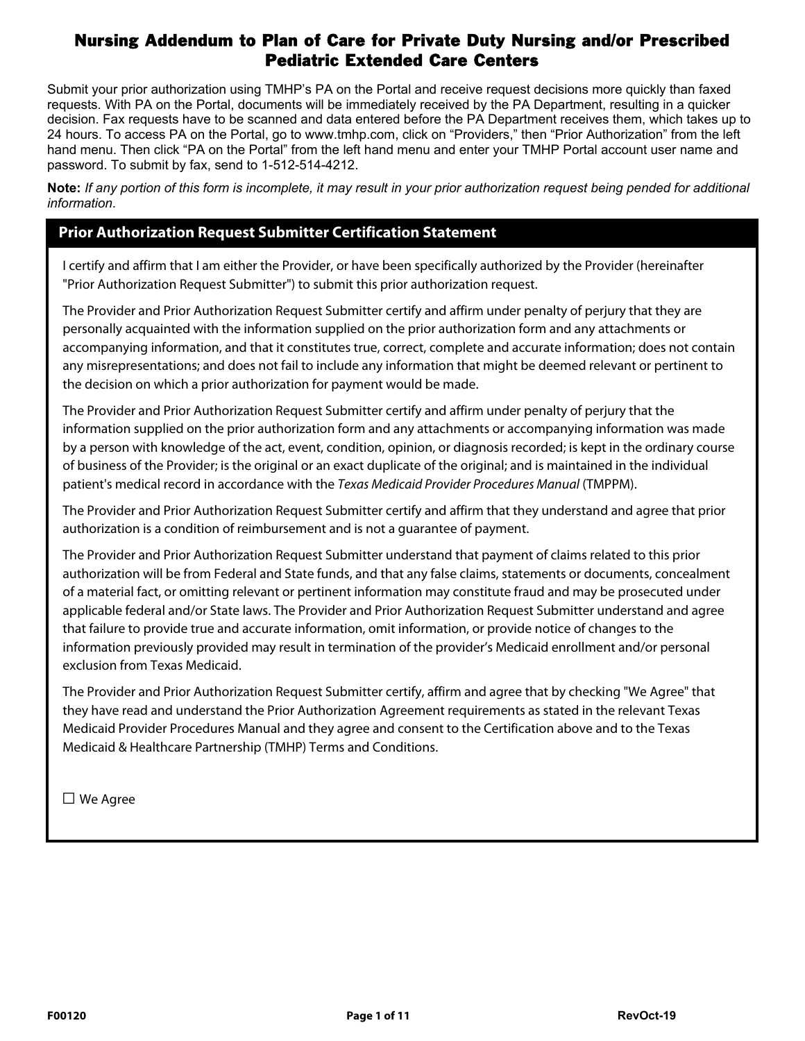# Nursing Addendum to Plan of Care for Private Duty Nursing and/or Prescribed Pediatric Extended Care Centers

Submit your prior authorization using TMHP's PA on the Portal and receive request decisions more quickly than faxed requests. With PA on the Portal, documents will be immediately received by the PA Department, resulting in a quicker decision. Fax requests have to be scanned and data entered before the PA Department receives them, which takes up to 24 hours. To access PA on the Portal, go to www.tmhp.com, click on "Providers," then "Prior Authorization" from the left hand menu. Then click "PA on the Portal" from the left hand menu and enter your TMHP Portal account user name and password. To submit by fax, send to 1-512-514-4212.

**Note:** *If any portion of this form is incomplete, it may result in your prior authorization request being pended for additional information*.

## Prior Authorization Request Submitter Certification Statement

I certify and affirm that I am either the Provider, or have been specifically authorized by the Provider (hereinafter "Prior Authorization Request Submitter") to submit this prior authorization request.

The Provider and Prior Authorization Request Submitter certify and affirm under penalty of perjury that they are personally acquainted with the information supplied on the prior authorization form and any attachments or accompanying information, and that it constitutes true, correct, complete and accurate information; does not contain any misrepresentations; and does not fail to include any information that might be deemed relevant or pertinent to the decision on which a prior authorization for payment would be made.

The Provider and Prior Authorization Request Submitter certify and affirm under penalty of perjury that the information supplied on the prior authorization form and any attachments or accompanying information was made by a person with knowledge of the act, event, condition, opinion, or diagnosis recorded; is kept in the ordinary course of business of the Provider; is the original or an exact duplicate of the original; and is maintained in the individual patient's medical record in accordance with the *Texas Medicaid Provider Procedures Manual* (TMPPM).

The Provider and Prior Authorization Request Submitter certify and affirm that they understand and agree that prior authorization is a condition of reimbursement and is not a guarantee of payment.

The Provider and Prior Authorization Request Submitter understand that payment of claims related to this prior authorization will be from Federal and State funds, and that any false claims, statements or documents, concealment of a material fact, or omitting relevant or pertinent information may constitute fraud and may be prosecuted under applicable federal and/or State laws. The Provider and Prior Authorization Request Submitter understand and agree that failure to provide true and accurate information, omit information, or provide notice of changes to the information previously provided may result in termination of the provider's Medicaid enrollment and/or personal exclusion from Texas Medicaid.

The Provider and Prior Authorization Request Submitter certify, affirm and agree that by checking "We Agree" that they have read and understand the Prior Authorization Agreement requirements as stated in the relevant Texas Medicaid Provider Procedures Manual and they agree and consent to the Certification above and to the Texas Medicaid & Healthcare Partnership (TMHP) Terms and Conditions.

☐ We Agree

F00120 RevOct-19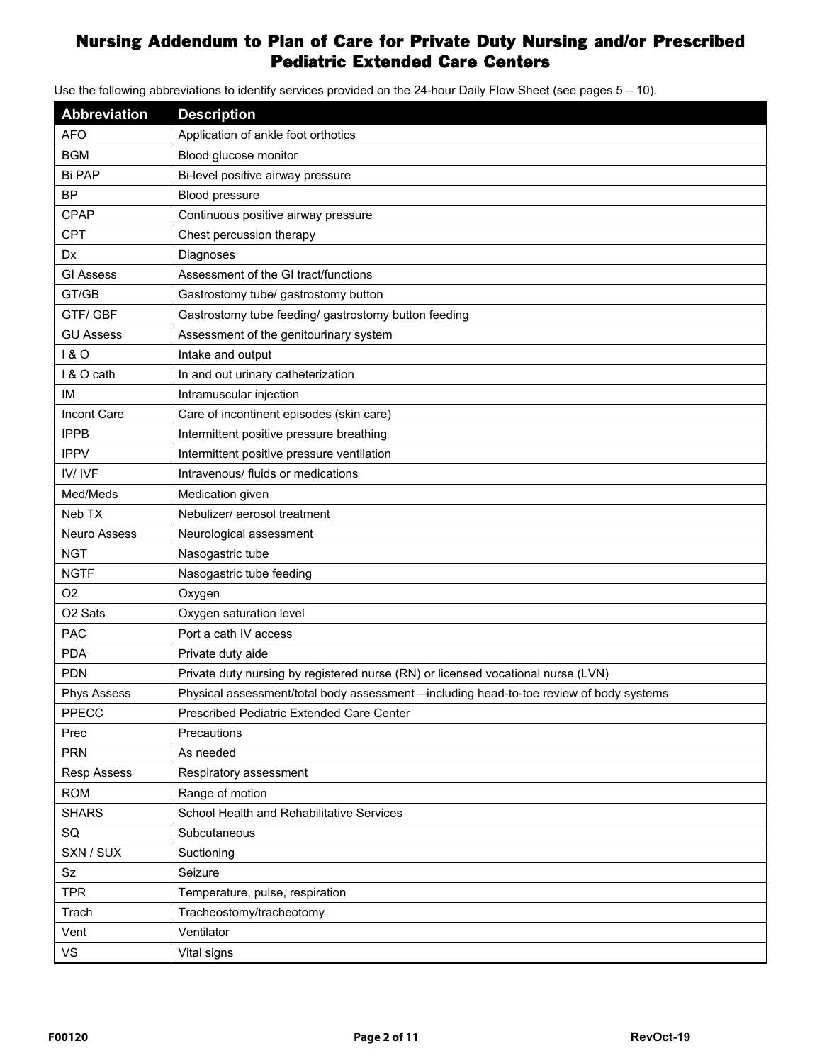# Nursing Addendum to Plan of Care for Private Duty Nursing and/or Prescribed Pediatric Extended Care Centers

Use the following abbreviations to identify services provided on the 24-hour Daily Flow Sheet (see pages 5 – 10).

| Abbreviation | Description |
|---|---|
| AFO | Application of ankle foot orthotics |
| BGM | Blood glucose monitor |
| Bi PAP | Bi-level positive airway pressure |
| BP | Blood pressure |
| CPAP | Continuous positive airway pressure |
| CPT | Chest percussion therapy |
| Dx | Diagnoses |
| GI Assess | Assessment of the GI tract/functions |
| GT/GB | Gastrostomy tube/ gastrostomy button |
| GTF/ GBF | Gastrostomy tube feeding/ gastrostomy button feeding |
| GU Assess | Assessment of the genitourinary system |
| I & O | Intake and output |
| I & O cath | In and out urinary catheterization |
| IM | Intramuscular injection |
| Incont Care | Care of incontinent episodes (skin care) |
| IPPB | Intermittent positive pressure breathing |
| IPPV | Intermittent positive pressure ventilation |
| IV/ IVF | Intravenous/ fluids or medications |
| Med/Meds | Medication given |
| Neb TX | Nebulizer/ aerosol treatment |
| Neuro Assess | Neurological assessment |
| NGT | Nasogastric tube |
| NGTF | Nasogastric tube feeding |
| O2 | Oxygen |
| O2 Sats | Oxygen saturation level |
| PAC | Port a cath IV access |
| PDA | Private duty aide |
| PDN | Private duty nursing by registered nurse (RN) or licensed vocational nurse (LVN) |
| Phys Assess | Physical assessment/total body assessment—including head-to-toe review of body systems |
| PPECC | Prescribed Pediatric Extended Care Center |
| Prec | Precautions |
| PRN | As needed |
| Resp Assess | Respiratory assessment |
| ROM | Range of motion |
| SHARS | School Health and Rehabilitative Services |
| SQ | Subcutaneous |
| SXN / SUX | Suctioning |
| Sz | Seizure |
| TPR | Temperature, pulse, respiration |
| Trach | Tracheostomy/tracheotomy |
| Vent | Ventilator |
| VS | Vital signs |

F00120 RevOct-19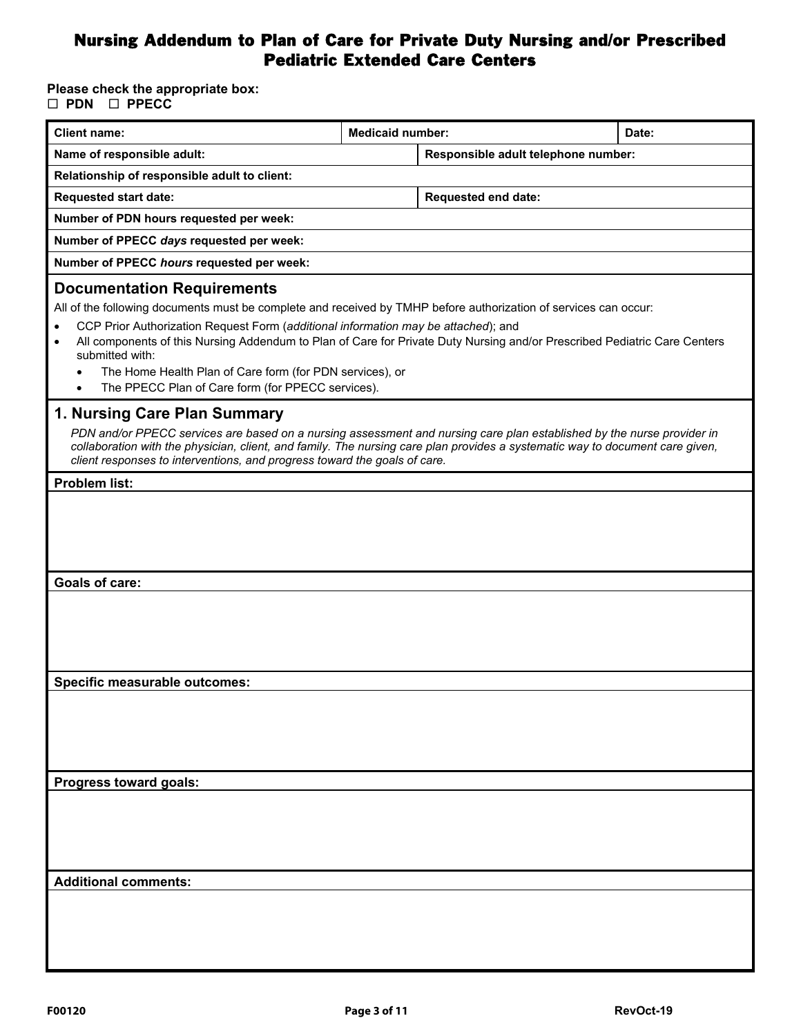# Nursing Addendum to Plan of Care for Private Duty Nursing and/or Prescribed Pediatric Extended Care Centers

**Please check the appropriate box:**
☐ **PDN** ☐ **PPECC**

| **Client name:** | **Medicaid number:** | **Date:** |
|---|---|---|
| **Name of responsible adult:** | **Responsible adult telephone number:** | |
| **Relationship of responsible adult to client:** | | |
| **Requested start date:** | **Requested end date:** | |
| **Number of PDN hours requested per week:** | | |
| **Number of PPECC *days* requested per week:** | | |
| **Number of PPECC *hours* requested per week:** | | |

## Documentation Requirements

All of the following documents must be complete and received by TMHP before authorization of services can occur:

- CCP Prior Authorization Request Form (*additional information may be attached*); and
- All components of this Nursing Addendum to Plan of Care for Private Duty Nursing and/or Prescribed Pediatric Care Centers submitted with:
  - The Home Health Plan of Care form (for PDN services), or
  - The PPECC Plan of Care form (for PPECC services).

## 1. Nursing Care Plan Summary

*PDN and/or PPECC services are based on a nursing assessment and nursing care plan established by the nurse provider in collaboration with the physician, client, and family. The nursing care plan provides a systematic way to document care given, client responses to interventions, and progress toward the goals of care.*

**Problem list:**

**Goals of care:**

**Specific measurable outcomes:**

**Progress toward goals:**

**Additional comments:**

F00120

RevOct-19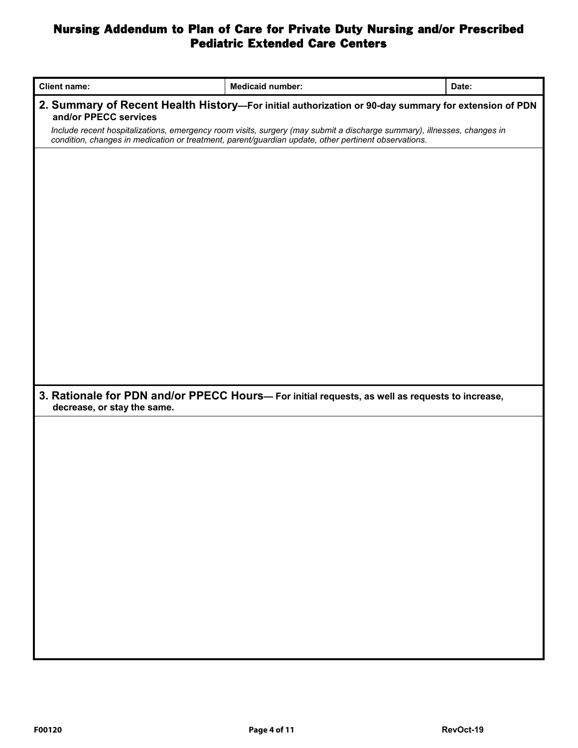# Nursing Addendum to Plan of Care for Private Duty Nursing and/or Prescribed Pediatric Extended Care Centers

| Client name: | Medicaid number: | Date: |
| --- | --- | --- |

## 2. Summary of Recent Health History—For initial authorization or 90-day summary for extension of PDN and/or PPECC services

*Include recent hospitalizations, emergency room visits, surgery (may submit a discharge summary), illnesses, changes in condition, changes in medication or treatment, parent/guardian update, other pertinent observations.*

## 3. Rationale for PDN and/or PPECC Hours— For initial requests, as well as requests to increase, decrease, or stay the same.

F00120

RevOct-19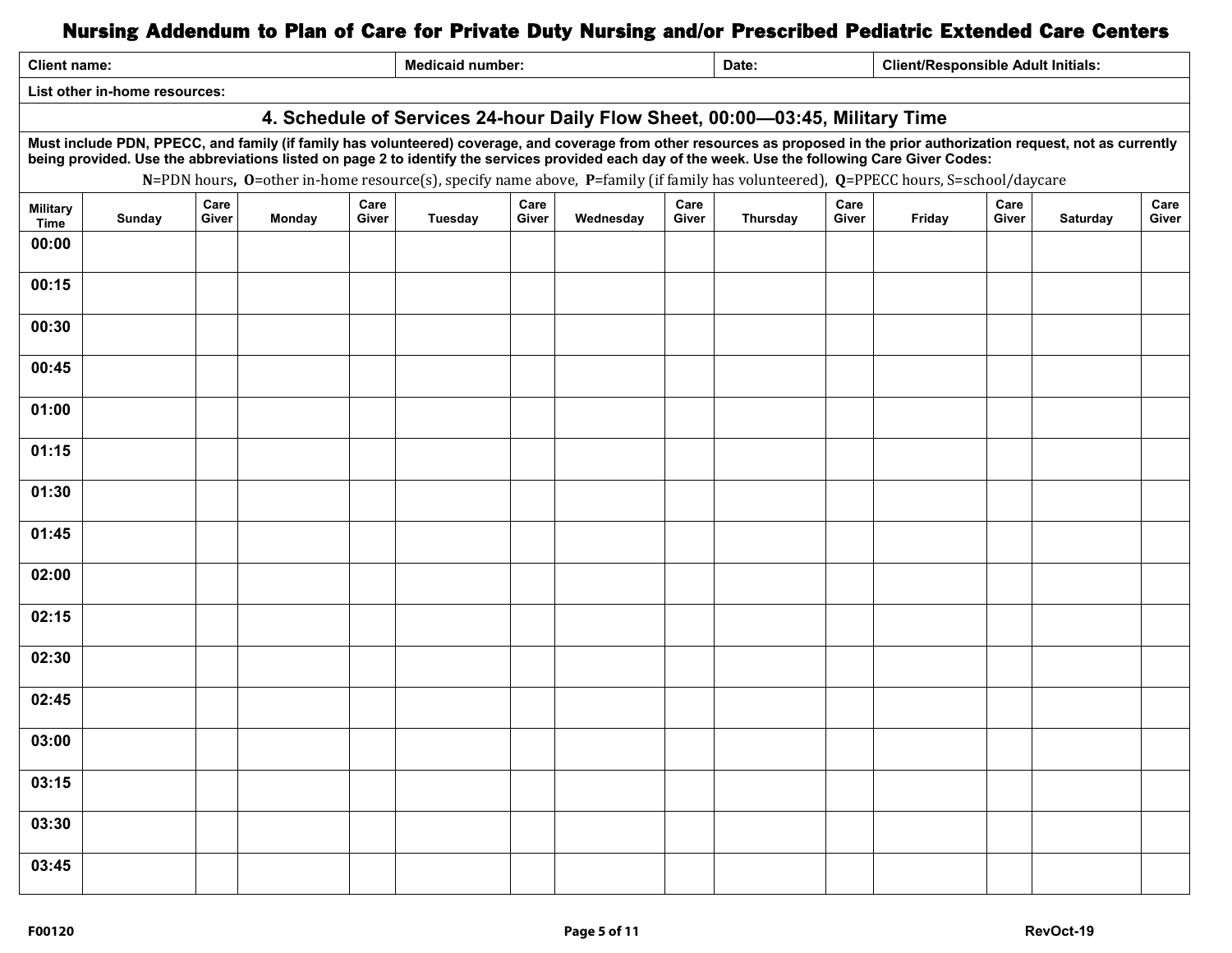# Nursing Addendum to Plan of Care for Private Duty Nursing and/or Prescribed Pediatric Extended Care Centers

| Client name: | Medicaid number: | Date: | Client/Responsible Adult Initials: |
|---|---|---|---|
| List other in-home resources: | | | |

## 4. Schedule of Services 24-hour Daily Flow Sheet, 00:00—03:45, Military Time

**Must include PDN, PPECC, and family (if family has volunteered) coverage, and coverage from other resources as proposed in the prior authorization request, not as currently being provided. Use the abbreviations listed on page 2 to identify the services provided each day of the week. Use the following Care Giver Codes:**

**N**=PDN hours, **O**=other in-home resource(s), specify name above, **P**=family (if family has volunteered), **Q**=PPECC hours, S=school/daycare

| Military Time | Sunday | Care Giver | Monday | Care Giver | Tuesday | Care Giver | Wednesday | Care Giver | Thursday | Care Giver | Friday | Care Giver | Saturday | Care Giver |
|---|---|---|---|---|---|---|---|---|---|---|---|---|---|---|
| 00:00 | | | | | | | | | | | | | | |
| 00:15 | | | | | | | | | | | | | | |
| 00:30 | | | | | | | | | | | | | | |
| 00:45 | | | | | | | | | | | | | | |
| 01:00 | | | | | | | | | | | | | | |
| 01:15 | | | | | | | | | | | | | | |
| 01:30 | | | | | | | | | | | | | | |
| 01:45 | | | | | | | | | | | | | | |
| 02:00 | | | | | | | | | | | | | | |
| 02:15 | | | | | | | | | | | | | | |
| 02:30 | | | | | | | | | | | | | | |
| 02:45 | | | | | | | | | | | | | | |
| 03:00 | | | | | | | | | | | | | | |
| 03:15 | | | | | | | | | | | | | | |
| 03:30 | | | | | | | | | | | | | | |
| 03:45 | | | | | | | | | | | | | | |

F00120 RevOct-19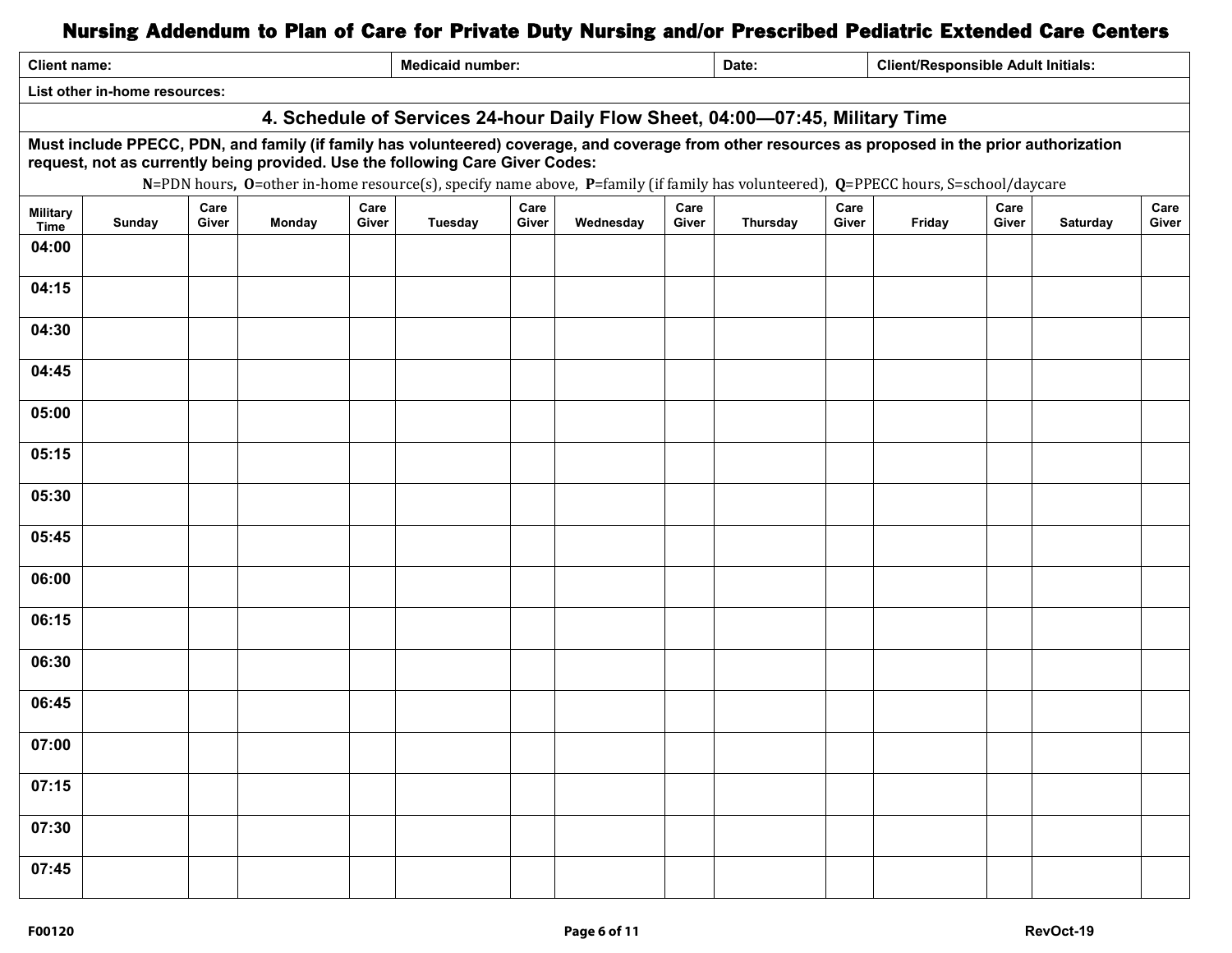# Nursing Addendum to Plan of Care for Private Duty Nursing and/or Prescribed Pediatric Extended Care Centers

| Client name: | Medicaid number: | Date: | Client/Responsible Adult Initials: |
|---|---|---|---|
| List other in-home resources: | | | |

## 4. Schedule of Services 24-hour Daily Flow Sheet, 04:00—07:45, Military Time

**Must include PPECC, PDN, and family (if family has volunteered) coverage, and coverage from other resources as proposed in the prior authorization request, not as currently being provided. Use the following Care Giver Codes:**

**N**=PDN hours, **O**=other in-home resource(s), specify name above, **P**=family (if family has volunteered), **Q**=PPECC hours, S=school/daycare

| Military Time | Sunday | Care Giver | Monday | Care Giver | Tuesday | Care Giver | Wednesday | Care Giver | Thursday | Care Giver | Friday | Care Giver | Saturday | Care Giver |
|---|---|---|---|---|---|---|---|---|---|---|---|---|---|---|
| 04:00 | | | | | | | | | | | | | | |
| 04:15 | | | | | | | | | | | | | | |
| 04:30 | | | | | | | | | | | | | | |
| 04:45 | | | | | | | | | | | | | | |
| 05:00 | | | | | | | | | | | | | | |
| 05:15 | | | | | | | | | | | | | | |
| 05:30 | | | | | | | | | | | | | | |
| 05:45 | | | | | | | | | | | | | | |
| 06:00 | | | | | | | | | | | | | | |
| 06:15 | | | | | | | | | | | | | | |
| 06:30 | | | | | | | | | | | | | | |
| 06:45 | | | | | | | | | | | | | | |
| 07:00 | | | | | | | | | | | | | | |
| 07:15 | | | | | | | | | | | | | | |
| 07:30 | | | | | | | | | | | | | | |
| 07:45 | | | | | | | | | | | | | | |

F00120 RevOct-19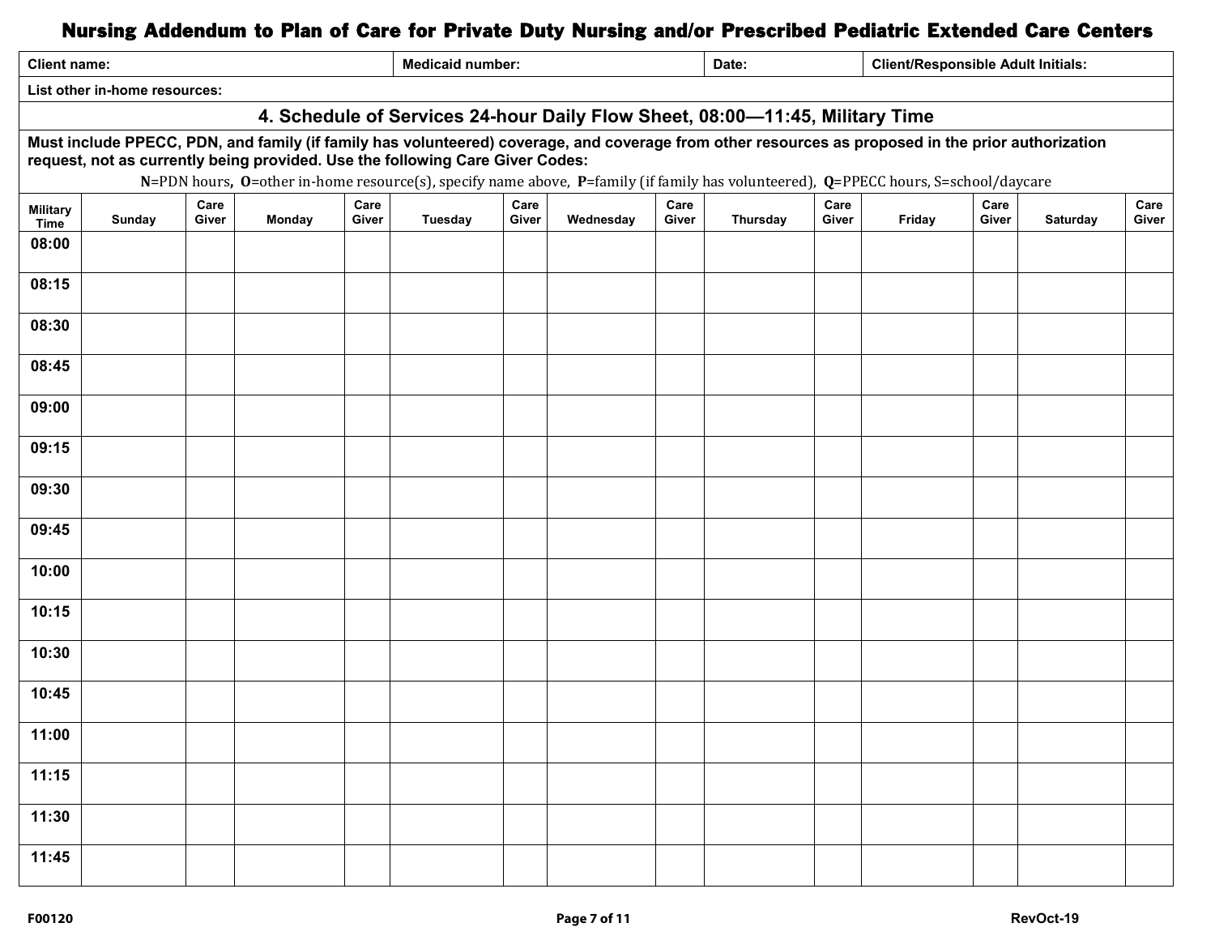# Nursing Addendum to Plan of Care for Private Duty Nursing and/or Prescribed Pediatric Extended Care Centers

| Client name: | Medicaid number: | Date: | Client/Responsible Adult Initials: |
|---|---|---|---|
| List other in-home resources: | | | |

## 4. Schedule of Services 24-hour Daily Flow Sheet, 08:00—11:45, Military Time

**Must include PPECC, PDN, and family (if family has volunteered) coverage, and coverage from other resources as proposed in the prior authorization request, not as currently being provided. Use the following Care Giver Codes:**

**N**=PDN hours, **O**=other in-home resource(s), specify name above, **P**=family (if family has volunteered), **Q**=PPECC hours, S=school/daycare

| Military Time | Sunday | Care Giver | Monday | Care Giver | Tuesday | Care Giver | Wednesday | Care Giver | Thursday | Care Giver | Friday | Care Giver | Saturday | Care Giver |
|---|---|---|---|---|---|---|---|---|---|---|---|---|---|---|
| 08:00 | | | | | | | | | | | | | | |
| 08:15 | | | | | | | | | | | | | | |
| 08:30 | | | | | | | | | | | | | | |
| 08:45 | | | | | | | | | | | | | | |
| 09:00 | | | | | | | | | | | | | | |
| 09:15 | | | | | | | | | | | | | | |
| 09:30 | | | | | | | | | | | | | | |
| 09:45 | | | | | | | | | | | | | | |
| 10:00 | | | | | | | | | | | | | | |
| 10:15 | | | | | | | | | | | | | | |
| 10:30 | | | | | | | | | | | | | | |
| 10:45 | | | | | | | | | | | | | | |
| 11:00 | | | | | | | | | | | | | | |
| 11:15 | | | | | | | | | | | | | | |
| 11:30 | | | | | | | | | | | | | | |
| 11:45 | | | | | | | | | | | | | | |

F00120 RevOct-19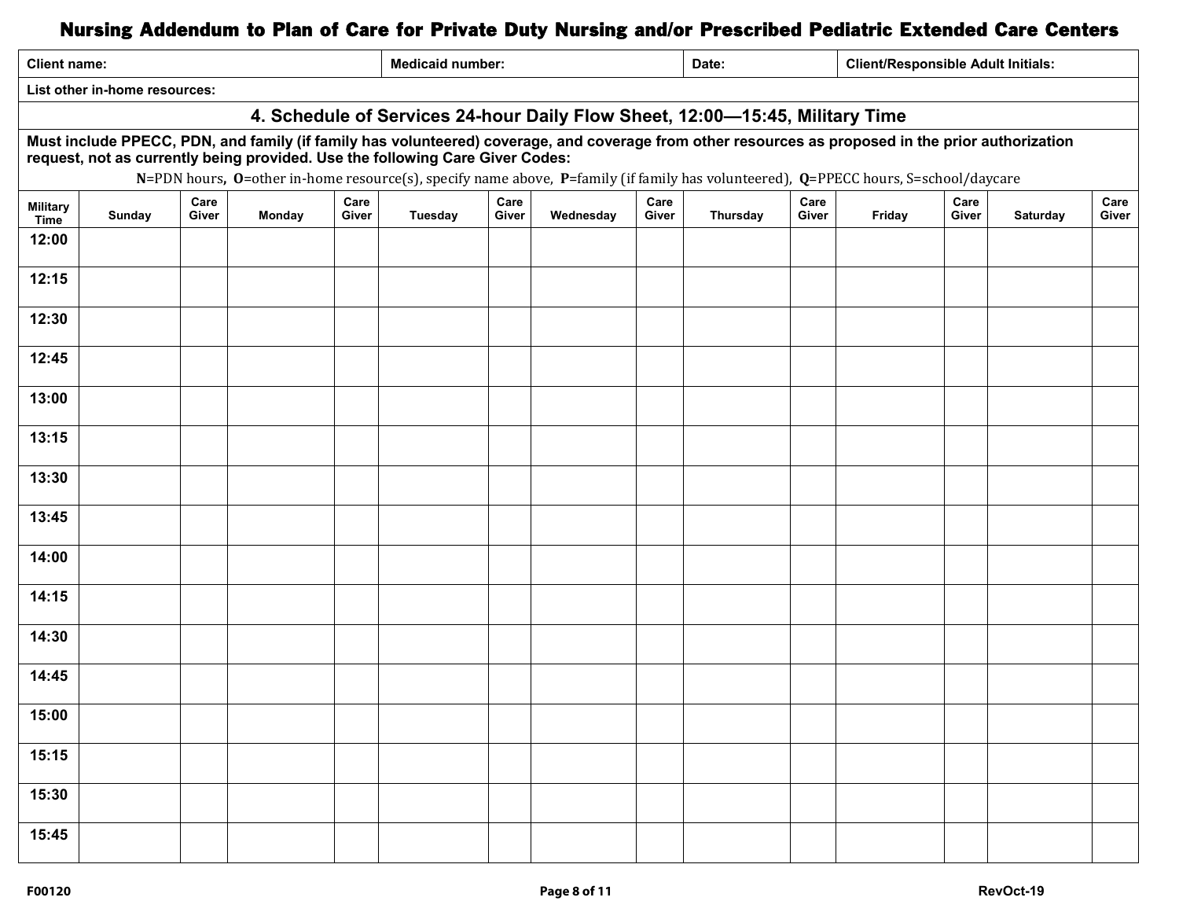# Nursing Addendum to Plan of Care for Private Duty Nursing and/or Prescribed Pediatric Extended Care Centers

| Client name: | Medicaid number: | Date: | Client/Responsible Adult Initials: |
|---|---|---|---|
| List other in-home resources: | | | |

## 4. Schedule of Services 24-hour Daily Flow Sheet, 12:00—15:45, Military Time

**Must include PPECC, PDN, and family (if family has volunteered) coverage, and coverage from other resources as proposed in the prior authorization request, not as currently being provided. Use the following Care Giver Codes:**

**N**=PDN hours, **O**=other in-home resource(s), specify name above, **P**=family (if family has volunteered), **Q**=PPECC hours, S=school/daycare

| Military Time | Sunday | Care Giver | Monday | Care Giver | Tuesday | Care Giver | Wednesday | Care Giver | Thursday | Care Giver | Friday | Care Giver | Saturday | Care Giver |
|---|---|---|---|---|---|---|---|---|---|---|---|---|---|---|
| 12:00 | | | | | | | | | | | | | | |
| 12:15 | | | | | | | | | | | | | | |
| 12:30 | | | | | | | | | | | | | | |
| 12:45 | | | | | | | | | | | | | | |
| 13:00 | | | | | | | | | | | | | | |
| 13:15 | | | | | | | | | | | | | | |
| 13:30 | | | | | | | | | | | | | | |
| 13:45 | | | | | | | | | | | | | | |
| 14:00 | | | | | | | | | | | | | | |
| 14:15 | | | | | | | | | | | | | | |
| 14:30 | | | | | | | | | | | | | | |
| 14:45 | | | | | | | | | | | | | | |
| 15:00 | | | | | | | | | | | | | | |
| 15:15 | | | | | | | | | | | | | | |
| 15:30 | | | | | | | | | | | | | | |
| 15:45 | | | | | | | | | | | | | | |

F00120 RevOct-19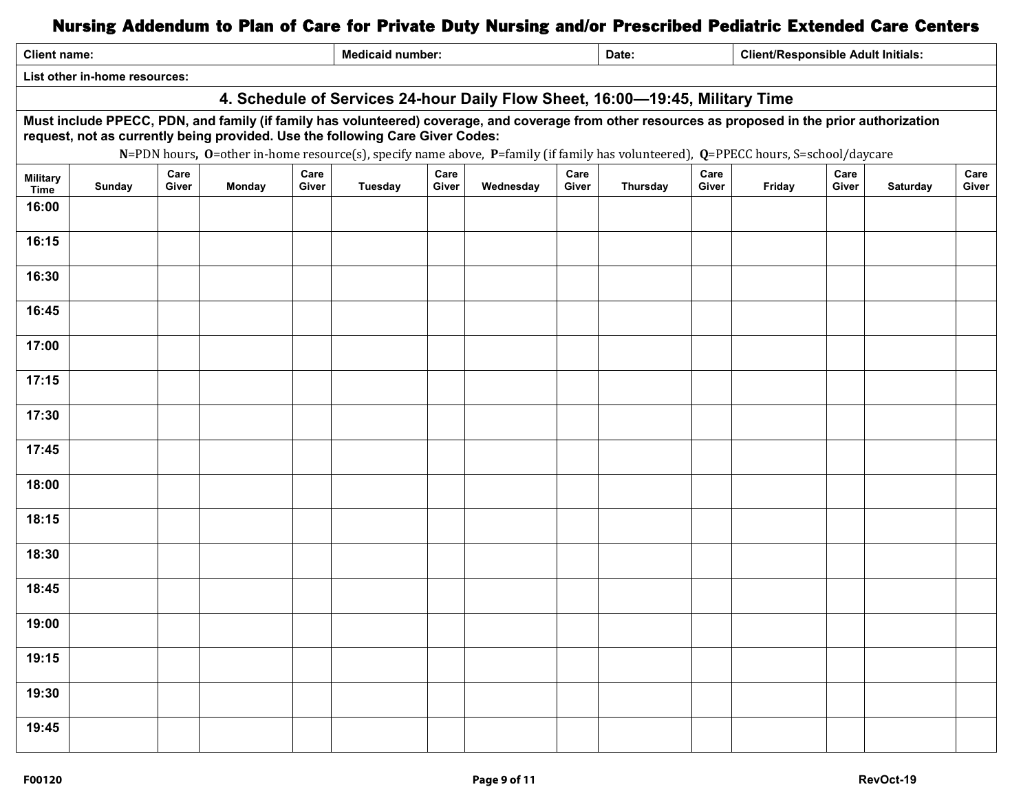# Nursing Addendum to Plan of Care for Private Duty Nursing and/or Prescribed Pediatric Extended Care Centers

| Client name: | Medicaid number: | Date: | Client/Responsible Adult Initials: |
|---|---|---|---|
| List other in-home resources: | | | |

## 4. Schedule of Services 24-hour Daily Flow Sheet, 16:00—19:45, Military Time

**Must include PPECC, PDN, and family (if family has volunteered) coverage, and coverage from other resources as proposed in the prior authorization request, not as currently being provided. Use the following Care Giver Codes:**

**N**=PDN hours, **O**=other in-home resource(s), specify name above, **P**=family (if family has volunteered), **Q**=PPECC hours, S=school/daycare

| Military Time | Sunday | Care Giver | Monday | Care Giver | Tuesday | Care Giver | Wednesday | Care Giver | Thursday | Care Giver | Friday | Care Giver | Saturday | Care Giver |
|---|---|---|---|---|---|---|---|---|---|---|---|---|---|---|
| 16:00 | | | | | | | | | | | | | | |
| 16:15 | | | | | | | | | | | | | | |
| 16:30 | | | | | | | | | | | | | | |
| 16:45 | | | | | | | | | | | | | | |
| 17:00 | | | | | | | | | | | | | | |
| 17:15 | | | | | | | | | | | | | | |
| 17:30 | | | | | | | | | | | | | | |
| 17:45 | | | | | | | | | | | | | | |
| 18:00 | | | | | | | | | | | | | | |
| 18:15 | | | | | | | | | | | | | | |
| 18:30 | | | | | | | | | | | | | | |
| 18:45 | | | | | | | | | | | | | | |
| 19:00 | | | | | | | | | | | | | | |
| 19:15 | | | | | | | | | | | | | | |
| 19:30 | | | | | | | | | | | | | | |
| 19:45 | | | | | | | | | | | | | | |

F00120 RevOct-19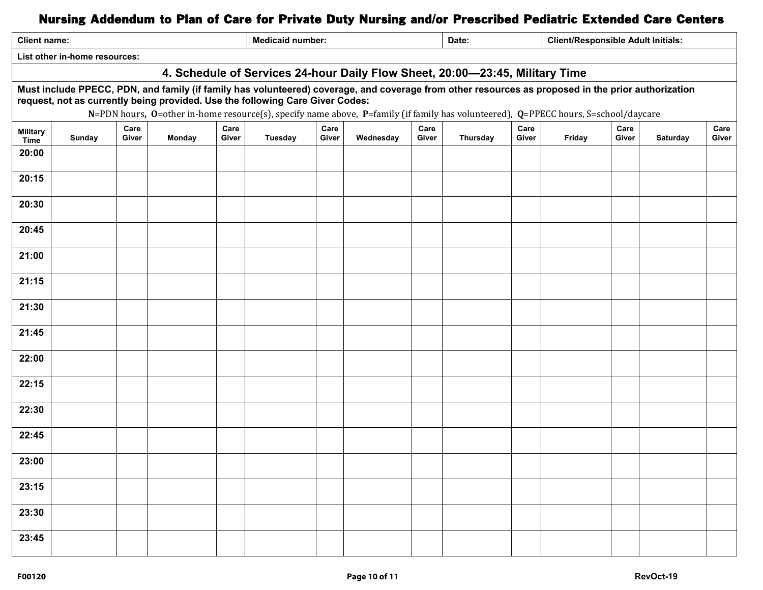# Nursing Addendum to Plan of Care for Private Duty Nursing and/or Prescribed Pediatric Extended Care Centers

| Client name: | Medicaid number: | Date: | Client/Responsible Adult Initials: |
|---|---|---|---|
| List other in-home resources: | | | |

## 4. Schedule of Services 24-hour Daily Flow Sheet, 20:00—23:45, Military Time

**Must include PPECC, PDN, and family (if family has volunteered) coverage, and coverage from other resources as proposed in the prior authorization request, not as currently being provided. Use the following Care Giver Codes:**

**N**=PDN hours, **O**=other in-home resource(s), specify name above, **P**=family (if family has volunteered), **Q**=PPECC hours, S=school/daycare

| Military Time | Sunday | Care Giver | Monday | Care Giver | Tuesday | Care Giver | Wednesday | Care Giver | Thursday | Care Giver | Friday | Care Giver | Saturday | Care Giver |
|---|---|---|---|---|---|---|---|---|---|---|---|---|---|---|
| 20:00 | | | | | | | | | | | | | | |
| 20:15 | | | | | | | | | | | | | | |
| 20:30 | | | | | | | | | | | | | | |
| 20:45 | | | | | | | | | | | | | | |
| 21:00 | | | | | | | | | | | | | | |
| 21:15 | | | | | | | | | | | | | | |
| 21:30 | | | | | | | | | | | | | | |
| 21:45 | | | | | | | | | | | | | | |
| 22:00 | | | | | | | | | | | | | | |
| 22:15 | | | | | | | | | | | | | | |
| 22:30 | | | | | | | | | | | | | | |
| 22:45 | | | | | | | | | | | | | | |
| 23:00 | | | | | | | | | | | | | | |
| 23:15 | | | | | | | | | | | | | | |
| 23:30 | | | | | | | | | | | | | | |
| 23:45 | | | | | | | | | | | | | | |

F00120 RevOct-19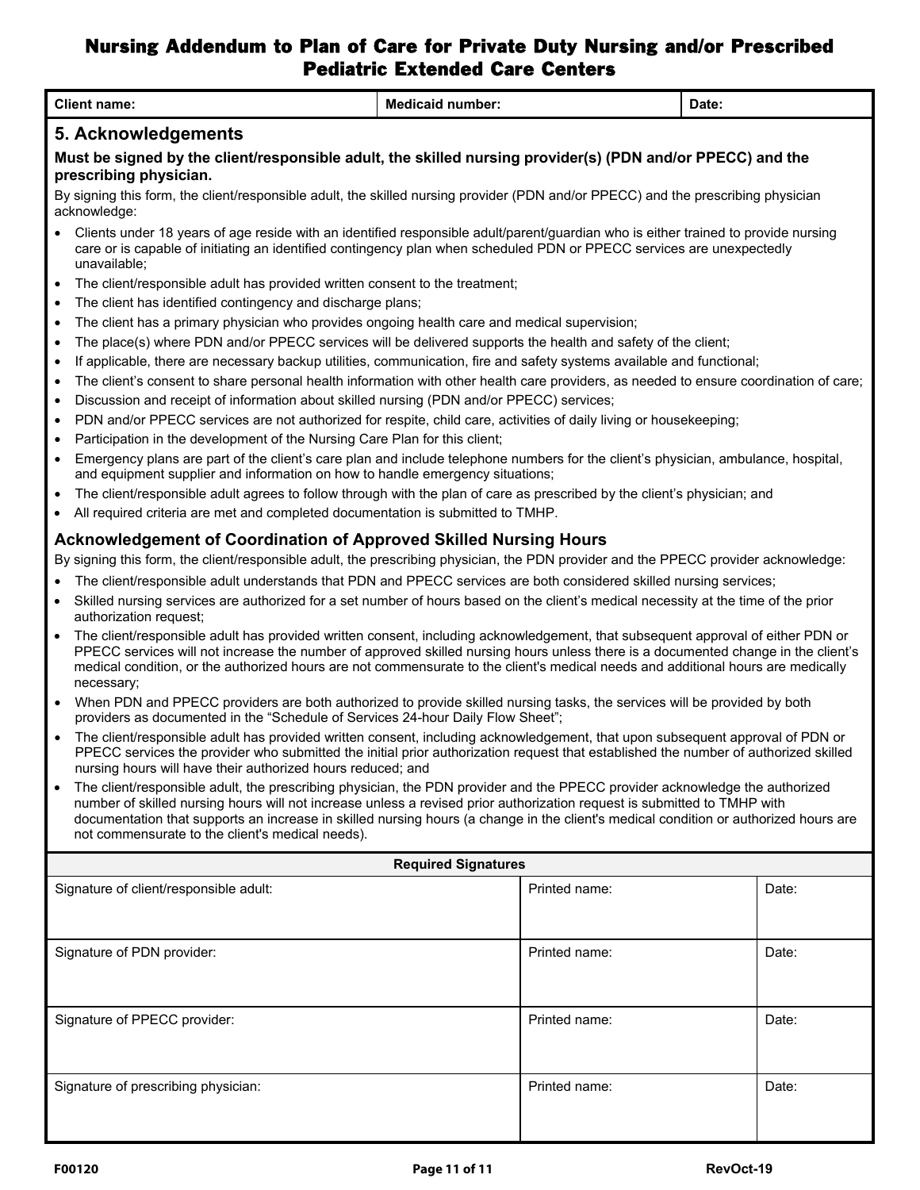# Nursing Addendum to Plan of Care for Private Duty Nursing and/or Prescribed Pediatric Extended Care Centers

| Client name: | Medicaid number: | Date: |
|---|---|---|

## 5. Acknowledgements

**Must be signed by the client/responsible adult, the skilled nursing provider(s) (PDN and/or PPECC) and the prescribing physician.**

By signing this form, the client/responsible adult, the skilled nursing provider (PDN and/or PPECC) and the prescribing physician acknowledge:

- Clients under 18 years of age reside with an identified responsible adult/parent/guardian who is either trained to provide nursing care or is capable of initiating an identified contingency plan when scheduled PDN or PPECC services are unexpectedly unavailable;
- The client/responsible adult has provided written consent to the treatment;
- The client has identified contingency and discharge plans;
- The client has a primary physician who provides ongoing health care and medical supervision;
- The place(s) where PDN and/or PPECC services will be delivered supports the health and safety of the client;
- If applicable, there are necessary backup utilities, communication, fire and safety systems available and functional;
- The client's consent to share personal health information with other health care providers, as needed to ensure coordination of care;
- Discussion and receipt of information about skilled nursing (PDN and/or PPECC) services;
- PDN and/or PPECC services are not authorized for respite, child care, activities of daily living or housekeeping;
- Participation in the development of the Nursing Care Plan for this client;
- Emergency plans are part of the client's care plan and include telephone numbers for the client's physician, ambulance, hospital, and equipment supplier and information on how to handle emergency situations;
- The client/responsible adult agrees to follow through with the plan of care as prescribed by the client's physician; and
- All required criteria are met and completed documentation is submitted to TMHP.

### Acknowledgement of Coordination of Approved Skilled Nursing Hours

By signing this form, the client/responsible adult, the prescribing physician, the PDN provider and the PPECC provider acknowledge:

- The client/responsible adult understands that PDN and PPECC services are both considered skilled nursing services;
- Skilled nursing services are authorized for a set number of hours based on the client's medical necessity at the time of the prior authorization request;
- The client/responsible adult has provided written consent, including acknowledgement, that subsequent approval of either PDN or PPECC services will not increase the number of approved skilled nursing hours unless there is a documented change in the client's medical condition, or the authorized hours are not commensurate to the client's medical needs and additional hours are medically necessary;
- When PDN and PPECC providers are both authorized to provide skilled nursing tasks, the services will be provided by both providers as documented in the "Schedule of Services 24-hour Daily Flow Sheet";
- The client/responsible adult has provided written consent, including acknowledgement, that upon subsequent approval of PDN or PPECC services the provider who submitted the initial prior authorization request that established the number of authorized skilled nursing hours will have their authorized hours reduced; and
- The client/responsible adult, the prescribing physician, the PDN provider and the PPECC provider acknowledge the authorized number of skilled nursing hours will not increase unless a revised prior authorization request is submitted to TMHP with documentation that supports an increase in skilled nursing hours (a change in the client's medical condition or authorized hours are not commensurate to the client's medical needs).

| Required Signatures | | |
|---|---|---|
| Signature of client/responsible adult: | Printed name: | Date: |
| Signature of PDN provider: | Printed name: | Date: |
| Signature of PPECC provider: | Printed name: | Date: |
| Signature of prescribing physician: | Printed name: | Date: |

F00120 RevOct-19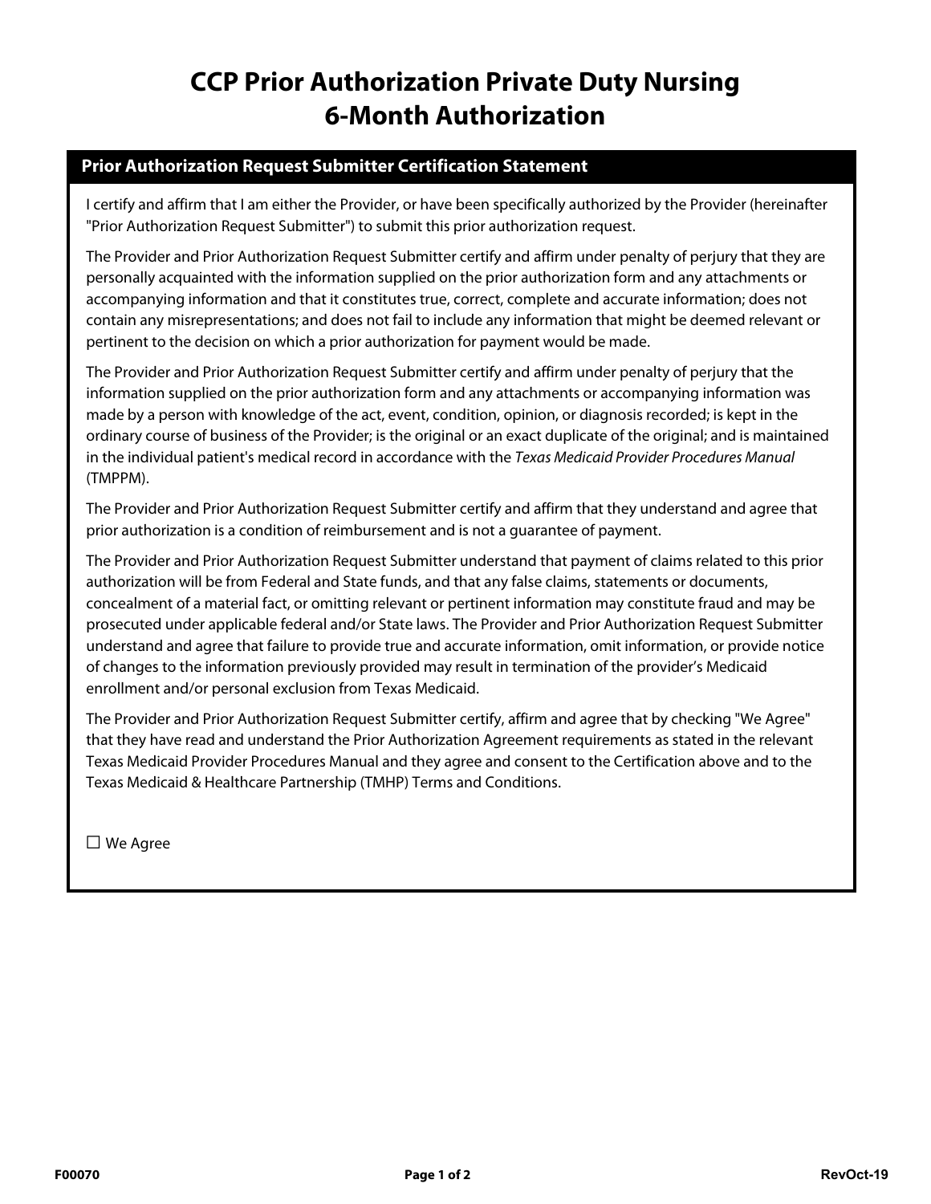# CCP Prior Authorization Private Duty Nursing 6-Month Authorization

## Prior Authorization Request Submitter Certification Statement

I certify and affirm that I am either the Provider, or have been specifically authorized by the Provider (hereinafter "Prior Authorization Request Submitter") to submit this prior authorization request.

The Provider and Prior Authorization Request Submitter certify and affirm under penalty of perjury that they are personally acquainted with the information supplied on the prior authorization form and any attachments or accompanying information and that it constitutes true, correct, complete and accurate information; does not contain any misrepresentations; and does not fail to include any information that might be deemed relevant or pertinent to the decision on which a prior authorization for payment would be made.

The Provider and Prior Authorization Request Submitter certify and affirm under penalty of perjury that the information supplied on the prior authorization form and any attachments or accompanying information was made by a person with knowledge of the act, event, condition, opinion, or diagnosis recorded; is kept in the ordinary course of business of the Provider; is the original or an exact duplicate of the original; and is maintained in the individual patient's medical record in accordance with the *Texas Medicaid Provider Procedures Manual* (TMPPM).

The Provider and Prior Authorization Request Submitter certify and affirm that they understand and agree that prior authorization is a condition of reimbursement and is not a guarantee of payment.

The Provider and Prior Authorization Request Submitter understand that payment of claims related to this prior authorization will be from Federal and State funds, and that any false claims, statements or documents, concealment of a material fact, or omitting relevant or pertinent information may constitute fraud and may be prosecuted under applicable federal and/or State laws. The Provider and Prior Authorization Request Submitter understand and agree that failure to provide true and accurate information, omit information, or provide notice of changes to the information previously provided may result in termination of the provider's Medicaid enrollment and/or personal exclusion from Texas Medicaid.

The Provider and Prior Authorization Request Submitter certify, affirm and agree that by checking "We Agree" that they have read and understand the Prior Authorization Agreement requirements as stated in the relevant Texas Medicaid Provider Procedures Manual and they agree and consent to the Certification above and to the Texas Medicaid & Healthcare Partnership (TMHP) Terms and Conditions.

☐ We Agree

F00070 RevOct-19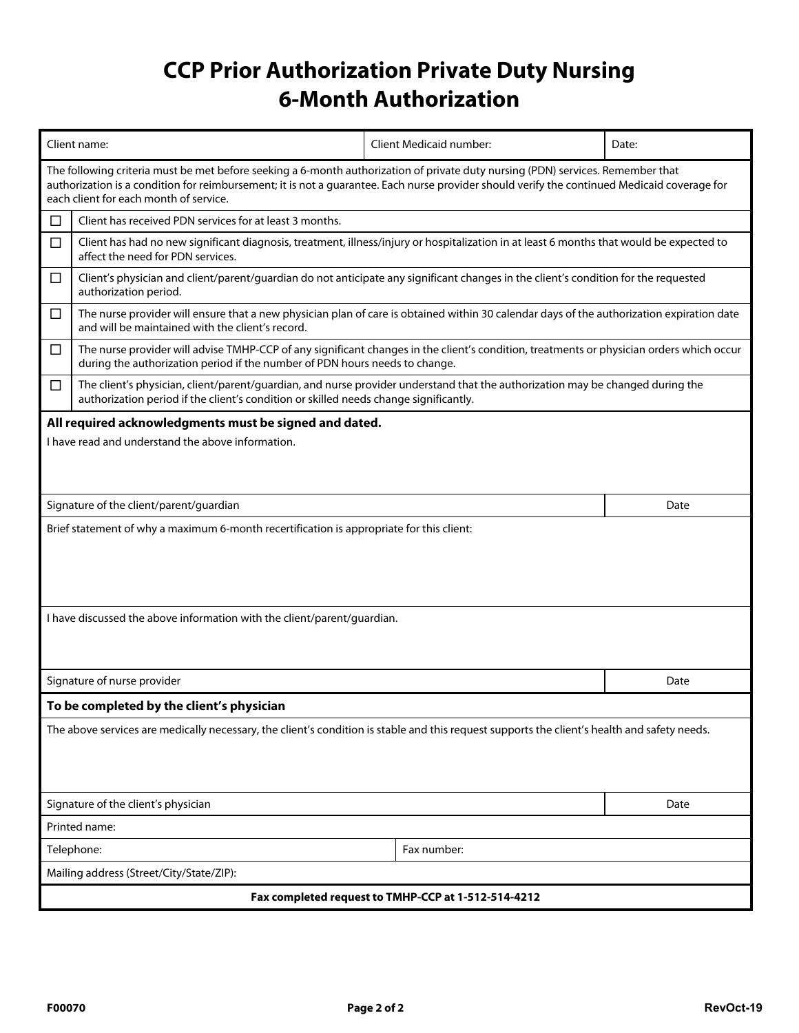# CCP Prior Authorization Private Duty Nursing 6-Month Authorization

| Client name: | Client Medicaid number: | Date: |
|---|---|---|

The following criteria must be met before seeking a 6-month authorization of private duty nursing (PDN) services. Remember that authorization is a condition for reimbursement; it is not a guarantee. Each nurse provider should verify the continued Medicaid coverage for each client for each month of service.

- ☐ Client has received PDN services for at least 3 months.
- ☐ Client has had no new significant diagnosis, treatment, illness/injury or hospitalization in at least 6 months that would be expected to affect the need for PDN services.
- ☐ Client's physician and client/parent/guardian do not anticipate any significant changes in the client's condition for the requested authorization period.
- ☐ The nurse provider will ensure that a new physician plan of care is obtained within 30 calendar days of the authorization expiration date and will be maintained with the client's record.
- ☐ The nurse provider will advise TMHP-CCP of any significant changes in the client's condition, treatments or physician orders which occur during the authorization period if the number of PDN hours needs to change.
- ☐ The client's physician, client/parent/guardian, and nurse provider understand that the authorization may be changed during the authorization period if the client's condition or skilled needs change significantly.

**All required acknowledgments must be signed and dated.**

I have read and understand the above information.

| Signature of the client/parent/guardian | Date |
|---|---|

Brief statement of why a maximum 6-month recertification is appropriate for this client:

I have discussed the above information with the client/parent/guardian.

| Signature of nurse provider | Date |
|---|---|

**To be completed by the client's physician**

The above services are medically necessary, the client's condition is stable and this request supports the client's health and safety needs.

| Signature of the client's physician | Date |
|---|---|
| Printed name: | |
| Telephone: | Fax number: |
| Mailing address (Street/City/State/ZIP): | |

**Fax completed request to TMHP-CCP at 1-512-514-4212**

F00070 RevOct-19